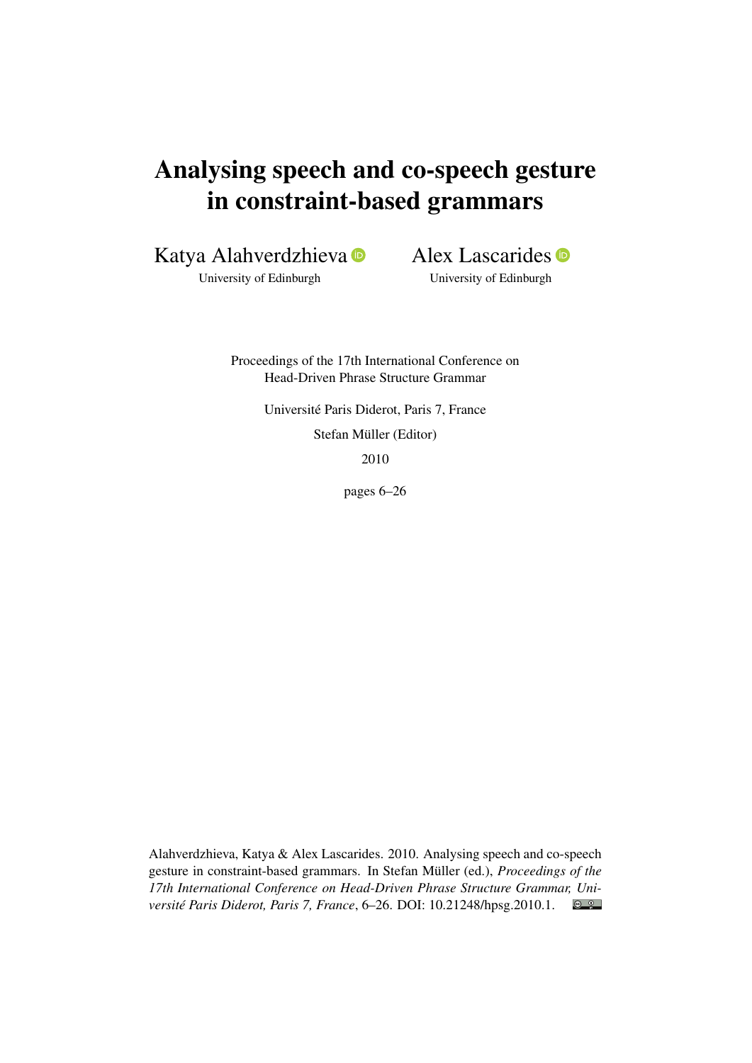# Analysing speech and co-speech gesture in constraint-based grammars

Katya Alahverdzhieva
University of Edinburgh

Alex Lascarides
University of Edinburgh

Proceedings of the 17th International Conference on
Head-Driven Phrase Structure Grammar

Université Paris Diderot, Paris 7, France

Stefan Müller (Editor)

2010

pages 6–26

Alahverdzhieva, Katya & Alex Lascarides. 2010. Analysing speech and co-speech gesture in constraint-based grammars. In Stefan Müller (ed.), *Proceedings of the 17th International Conference on Head-Driven Phrase Structure Grammar, Université Paris Diderot, Paris 7, France*, 6–26. DOI: 10.21248/hpsg.2010.1.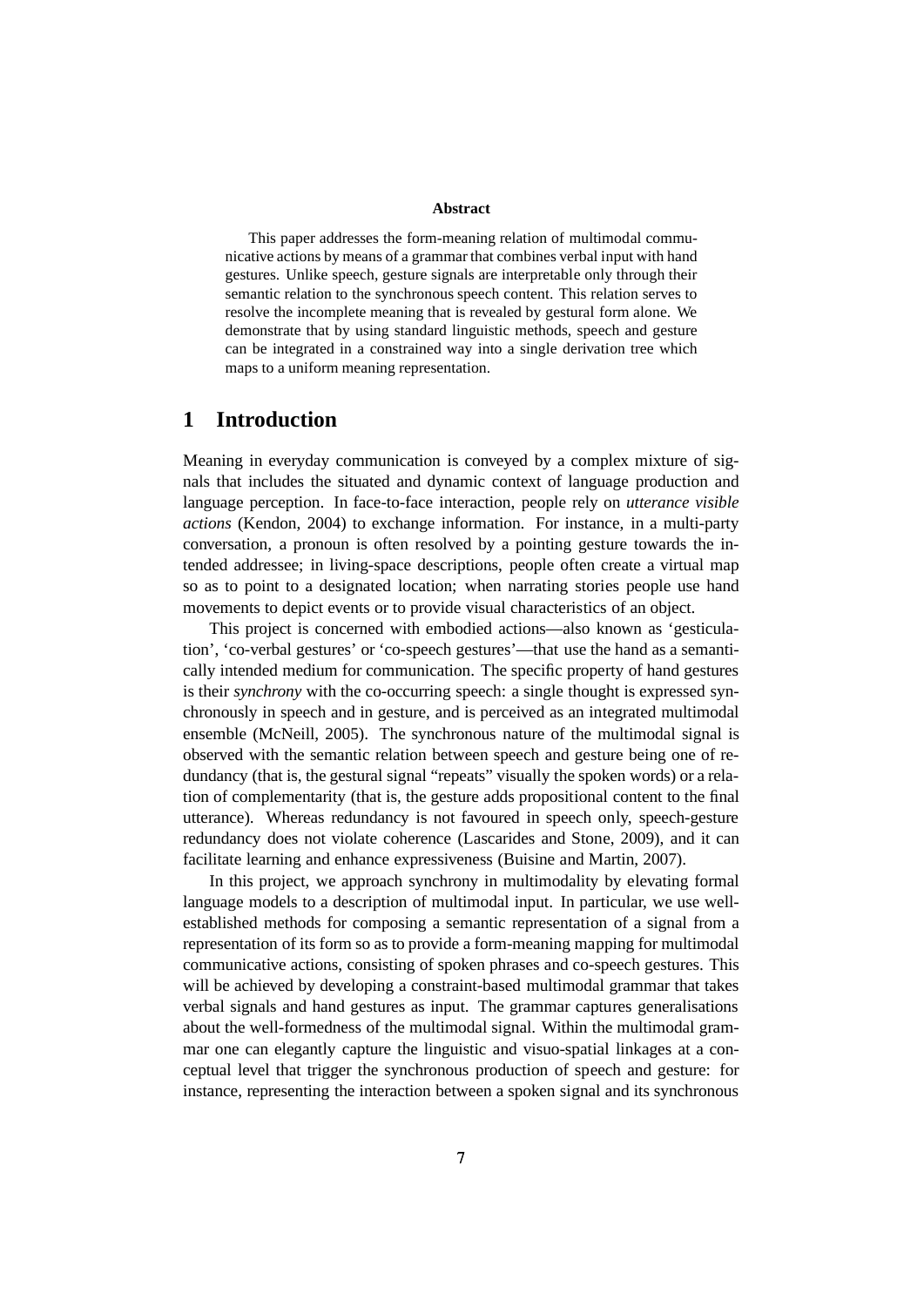**Abstract**

This paper addresses the form-meaning relation of multimodal communicative actions by means of a grammar that combines verbal input with hand gestures. Unlike speech, gesture signals are interpretable only through their semantic relation to the synchronous speech content. This relation serves to resolve the incomplete meaning that is revealed by gestural form alone. We demonstrate that by using standard linguistic methods, speech and gesture can be integrated in a constrained way into a single derivation tree which maps to a uniform meaning representation.

# 1 Introduction

Meaning in everyday communication is conveyed by a complex mixture of signals that includes the situated and dynamic context of language production and language perception. In face-to-face interaction, people rely on *utterance visible actions* (Kendon, 2004) to exchange information. For instance, in a multi-party conversation, a pronoun is often resolved by a pointing gesture towards the intended addressee; in living-space descriptions, people often create a virtual map so as to point to a designated location; when narrating stories people use hand movements to depict events or to provide visual characteristics of an object.

This project is concerned with embodied actions—also known as 'gesticulation', 'co-verbal gestures' or 'co-speech gestures'—that use the hand as a semantically intended medium for communication. The specific property of hand gestures is their *synchrony* with the co-occurring speech: a single thought is expressed synchronously in speech and in gesture, and is perceived as an integrated multimodal ensemble (McNeill, 2005). The synchronous nature of the multimodal signal is observed with the semantic relation between speech and gesture being one of redundancy (that is, the gestural signal "repeats" visually the spoken words) or a relation of complementarity (that is, the gesture adds propositional content to the final utterance). Whereas redundancy is not favoured in speech only, speech-gesture redundancy does not violate coherence (Lascarides and Stone, 2009), and it can facilitate learning and enhance expressiveness (Buisine and Martin, 2007).

In this project, we approach synchrony in multimodality by elevating formal language models to a description of multimodal input. In particular, we use well-established methods for composing a semantic representation of a signal from a representation of its form so as to provide a form-meaning mapping for multimodal communicative actions, consisting of spoken phrases and co-speech gestures. This will be achieved by developing a constraint-based multimodal grammar that takes verbal signals and hand gestures as input. The grammar captures generalisations about the well-formedness of the multimodal signal. Within the multimodal grammar one can elegantly capture the linguistic and visuo-spatial linkages at a conceptual level that trigger the synchronous production of speech and gesture: for instance, representing the interaction between a spoken signal and its synchronous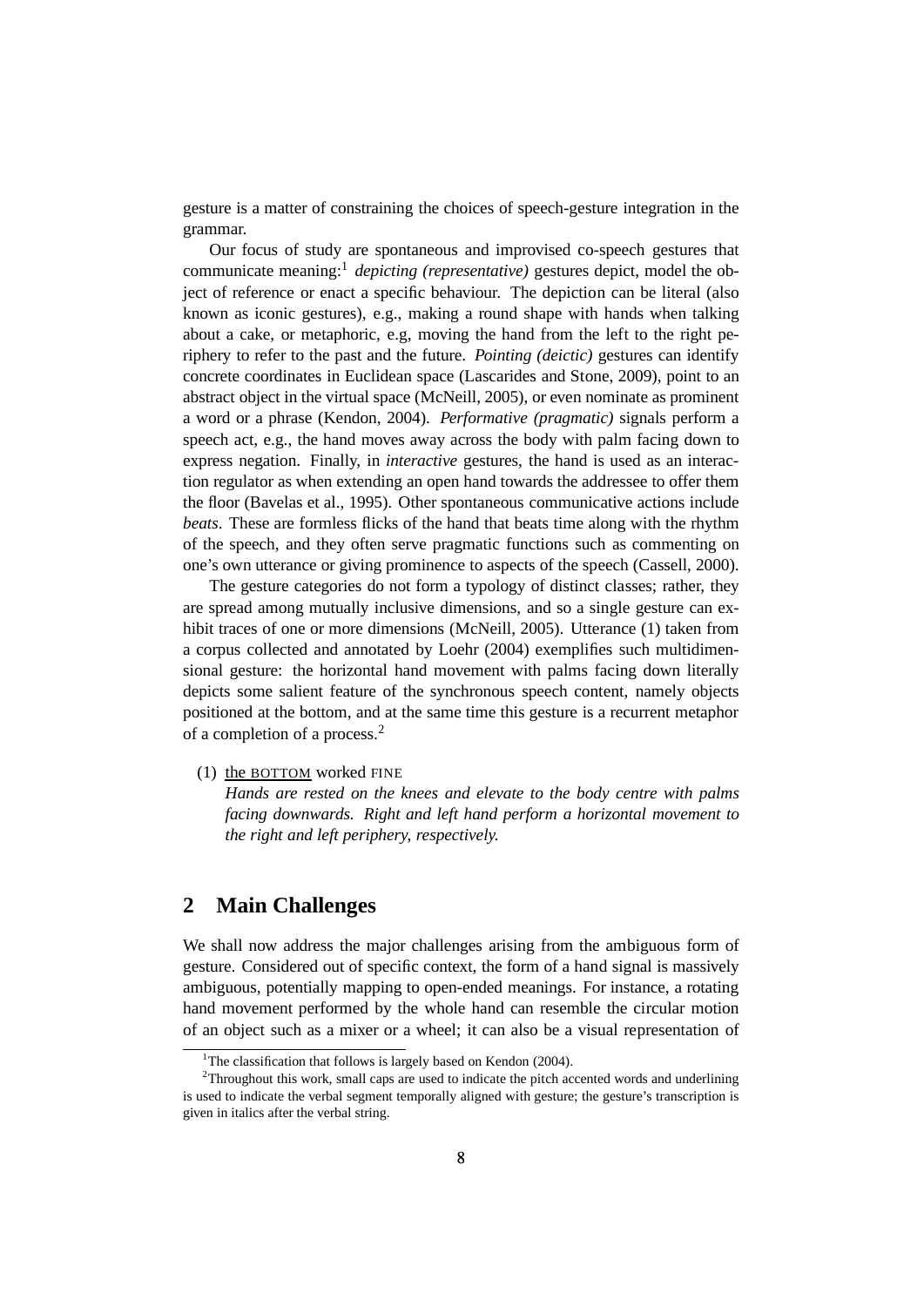gesture is a matter of constraining the choices of speech-gesture integration in the grammar.

Our focus of study are spontaneous and improvised co-speech gestures that communicate meaning:[1] *depicting (representative)* gestures depict, model the object of reference or enact a specific behaviour. The depiction can be literal (also known as iconic gestures), e.g., making a round shape with hands when talking about a cake, or metaphoric, e.g, moving the hand from the left to the right periphery to refer to the past and the future. *Pointing (deictic)* gestures can identify concrete coordinates in Euclidean space (Lascarides and Stone, 2009), point to an abstract object in the virtual space (McNeill, 2005), or even nominate as prominent a word or a phrase (Kendon, 2004). *Performative (pragmatic)* signals perform a speech act, e.g., the hand moves away across the body with palm facing down to express negation. Finally, in *interactive* gestures, the hand is used as an interaction regulator as when extending an open hand towards the addressee to offer them the floor (Bavelas et al., 1995). Other spontaneous communicative actions include *beats*. These are formless flicks of the hand that beats time along with the rhythm of the speech, and they often serve pragmatic functions such as commenting on one's own utterance or giving prominence to aspects of the speech (Cassell, 2000).

The gesture categories do not form a typology of distinct classes; rather, they are spread among mutually inclusive dimensions, and so a single gesture can exhibit traces of one or more dimensions (McNeill, 2005). Utterance (1) taken from a corpus collected and annotated by Loehr (2004) exemplifies such multidimensional gesture: the horizontal hand movement with palms facing down literally depicts some salient feature of the synchronous speech content, namely objects positioned at the bottom, and at the same time this gesture is a recurrent metaphor of a completion of a process.[2]

(1) <u>the BOTTOM</u> worked FINE
*Hands are rested on the knees and elevate to the body centre with palms facing downwards. Right and left hand perform a horizontal movement to the right and left periphery, respectively.*

## 2 Main Challenges

We shall now address the major challenges arising from the ambiguous form of gesture. Considered out of specific context, the form of a hand signal is massively ambiguous, potentially mapping to open-ended meanings. For instance, a rotating hand movement performed by the whole hand can resemble the circular motion of an object such as a mixer or a wheel; it can also be a visual representation of

[1] The classification that follows is largely based on Kendon (2004).

[2] Throughout this work, small caps are used to indicate the pitch accented words and underlining is used to indicate the verbal segment temporally aligned with gesture; the gesture's transcription is given in italics after the verbal string.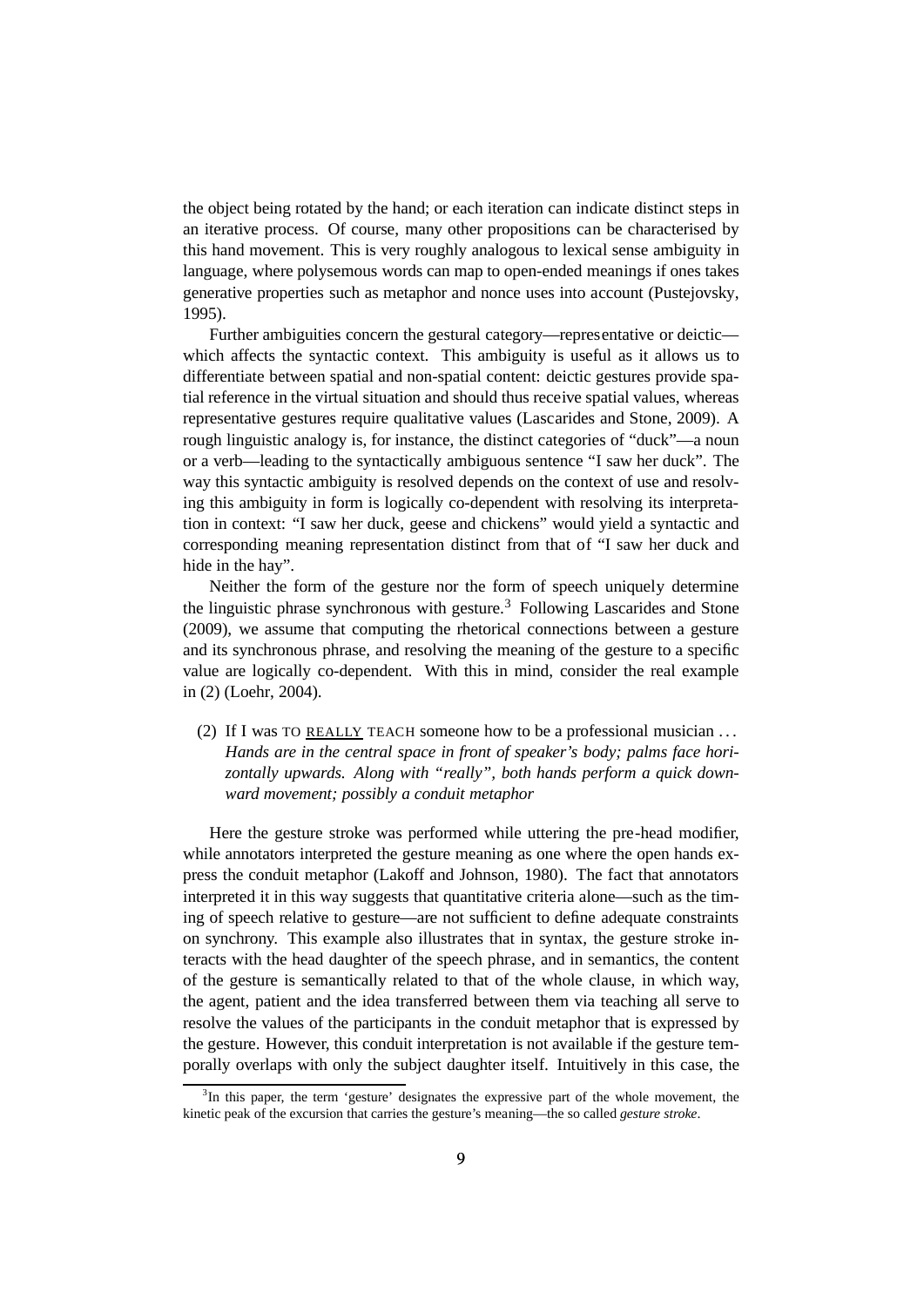the object being rotated by the hand; or each iteration can indicate distinct steps in an iterative process. Of course, many other propositions can be characterised by this hand movement. This is very roughly analogous to lexical sense ambiguity in language, where polysemous words can map to open-ended meanings if ones takes generative properties such as metaphor and nonce uses into account (Pustejovsky, 1995).

Further ambiguities concern the gestural category—representative or deictic—which affects the syntactic context. This ambiguity is useful as it allows us to differentiate between spatial and non-spatial content: deictic gestures provide spatial reference in the virtual situation and should thus receive spatial values, whereas representative gestures require qualitative values (Lascarides and Stone, 2009). A rough linguistic analogy is, for instance, the distinct categories of "duck"—a noun or a verb—leading to the syntactically ambiguous sentence "I saw her duck". The way this syntactic ambiguity is resolved depends on the context of use and resolving this ambiguity in form is logically co-dependent with resolving its interpretation in context: "I saw her duck, geese and chickens" would yield a syntactic and corresponding meaning representation distinct from that of "I saw her duck and hide in the hay".

Neither the form of the gesture nor the form of speech uniquely determine the linguistic phrase synchronous with gesture.[3] Following Lascarides and Stone (2009), we assume that computing the rhetorical connections between a gesture and its synchronous phrase, and resolving the meaning of the gesture to a specific value are logically co-dependent. With this in mind, consider the real example in (2) (Loehr, 2004).

(2) If I was TO <u>REALLY</u> TEACH someone how to be a professional musician ...
*Hands are in the central space in front of speaker's body; palms face horizontally upwards. Along with "really", both hands perform a quick downward movement; possibly a conduit metaphor*

Here the gesture stroke was performed while uttering the pre-head modifier, while annotators interpreted the gesture meaning as one where the open hands express the conduit metaphor (Lakoff and Johnson, 1980). The fact that annotators interpreted it in this way suggests that quantitative criteria alone—such as the timing of speech relative to gesture—are not sufficient to define adequate constraints on synchrony. This example also illustrates that in syntax, the gesture stroke interacts with the head daughter of the speech phrase, and in semantics, the content of the gesture is semantically related to that of the whole clause, in which way, the agent, patient and the idea transferred between them via teaching all serve to resolve the values of the participants in the conduit metaphor that is expressed by the gesture. However, this conduit interpretation is not available if the gesture temporally overlaps with only the subject daughter itself. Intuitively in this case, the

[3]In this paper, the term 'gesture' designates the expressive part of the whole movement, the kinetic peak of the excursion that carries the gesture's meaning—the so called *gesture stroke*.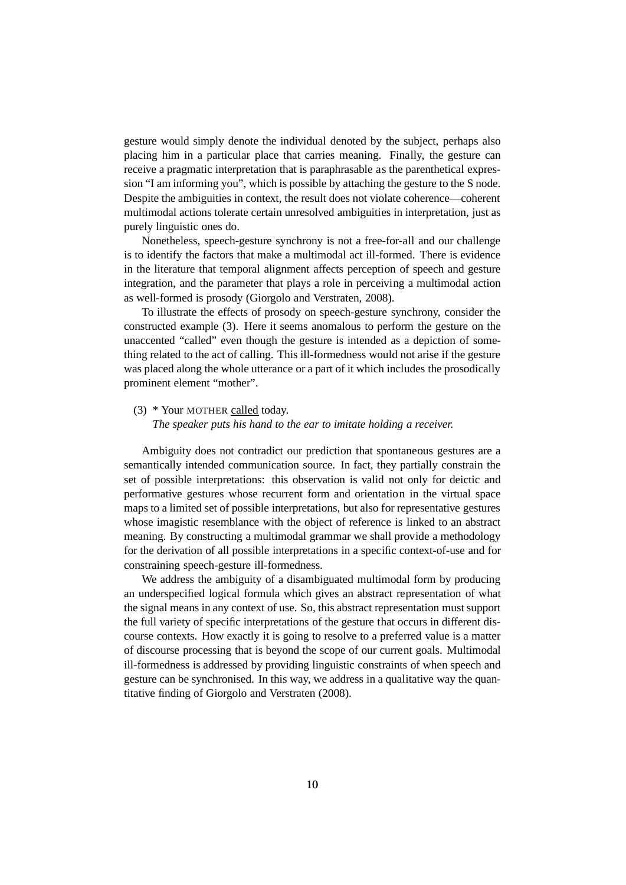gesture would simply denote the individual denoted by the subject, perhaps also placing him in a particular place that carries meaning. Finally, the gesture can receive a pragmatic interpretation that is paraphrasable as the parenthetical expression "I am informing you", which is possible by attaching the gesture to the S node. Despite the ambiguities in context, the result does not violate coherence—coherent multimodal actions tolerate certain unresolved ambiguities in interpretation, just as purely linguistic ones do.

Nonetheless, speech-gesture synchrony is not a free-for-all and our challenge is to identify the factors that make a multimodal act ill-formed. There is evidence in the literature that temporal alignment affects perception of speech and gesture integration, and the parameter that plays a role in perceiving a multimodal action as well-formed is prosody (Giorgolo and Verstraten, 2008).

To illustrate the effects of prosody on speech-gesture synchrony, consider the constructed example (3). Here it seems anomalous to perform the gesture on the unaccented "called" even though the gesture is intended as a depiction of something related to the act of calling. This ill-formedness would not arise if the gesture was placed along the whole utterance or a part of it which includes the prosodically prominent element "mother".

(3) * Your MOTHER <u>called</u> today.
*The speaker puts his hand to the ear to imitate holding a receiver.*

Ambiguity does not contradict our prediction that spontaneous gestures are a semantically intended communication source. In fact, they partially constrain the set of possible interpretations: this observation is valid not only for deictic and performative gestures whose recurrent form and orientation in the virtual space maps to a limited set of possible interpretations, but also for representative gestures whose imagistic resemblance with the object of reference is linked to an abstract meaning. By constructing a multimodal grammar we shall provide a methodology for the derivation of all possible interpretations in a specific context-of-use and for constraining speech-gesture ill-formedness.

We address the ambiguity of a disambiguated multimodal form by producing an underspecified logical formula which gives an abstract representation of what the signal means in any context of use. So, this abstract representation must support the full variety of specific interpretations of the gesture that occurs in different discourse contexts. How exactly it is going to resolve to a preferred value is a matter of discourse processing that is beyond the scope of our current goals. Multimodal ill-formedness is addressed by providing linguistic constraints of when speech and gesture can be synchronised. In this way, we address in a qualitative way the quantitative finding of Giorgolo and Verstraten (2008).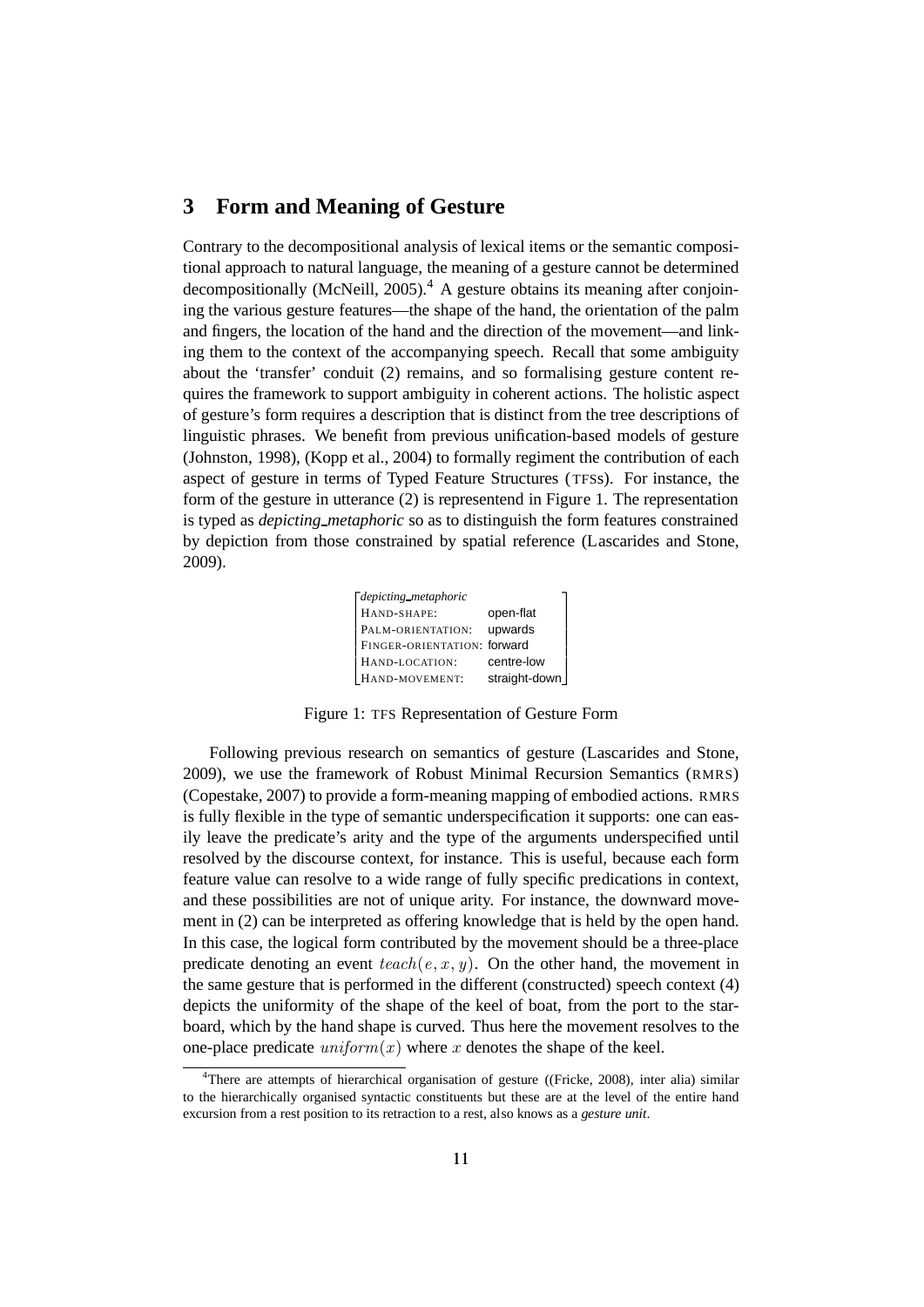## 3 Form and Meaning of Gesture

Contrary to the decompositional analysis of lexical items or the semantic compositional approach to natural language, the meaning of a gesture cannot be determined decompositionally (McNeill, 2005).[4] A gesture obtains its meaning after conjoining the various gesture features—the shape of the hand, the orientation of the palm and fingers, the location of the hand and the direction of the movement—and linking them to the context of the accompanying speech. Recall that some ambiguity about the 'transfer' conduit (2) remains, and so formalising gesture content requires the framework to support ambiguity in coherent actions. The holistic aspect of gesture's form requires a description that is distinct from the tree descriptions of linguistic phrases. We benefit from previous unification-based models of gesture (Johnston, 1998), (Kopp et al., 2004) to formally regiment the contribution of each aspect of gesture in terms of Typed Feature Structures (TFSs). For instance, the form of the gesture in utterance (2) is representend in Figure 1. The representation is typed as *depicting_metaphoric* so as to distinguish the form features constrained by depiction from those constrained by spatial reference (Lascarides and Stone, 2009).

| *depicting_metaphoric* | |
|---|---|
| HAND-SHAPE: | open-flat |
| PALM-ORIENTATION: | upwards |
| FINGER-ORIENTATION: | forward |
| HAND-LOCATION: | centre-low |
| HAND-MOVEMENT: | straight-down |

Figure 1: TFS Representation of Gesture Form

Following previous research on semantics of gesture (Lascarides and Stone, 2009), we use the framework of Robust Minimal Recursion Semantics (RMRS) (Copestake, 2007) to provide a form-meaning mapping of embodied actions. RMRS is fully flexible in the type of semantic underspecification it supports: one can easily leave the predicate's arity and the type of the arguments underspecified until resolved by the discourse context, for instance. This is useful, because each form feature value can resolve to a wide range of fully specific predications in context, and these possibilities are not of unique arity. For instance, the downward movement in (2) can be interpreted as offering knowledge that is held by the open hand. In this case, the logical form contributed by the movement should be a three-place predicate denoting an event $teach(e, x, y)$. On the other hand, the movement in the same gesture that is performed in the different (constructed) speech context (4) depicts the uniformity of the shape of the keel of boat, from the port to the starboard, which by the hand shape is curved. Thus here the movement resolves to the one-place predicate $uniform(x)$ where $x$ denotes the shape of the keel.

[4] There are attempts of hierarchical organisation of gesture ((Fricke, 2008), inter alia) similar to the hierarchically organised syntactic constituents but these are at the level of the entire hand excursion from a rest position to its retraction to a rest, also knows as a *gesture unit*.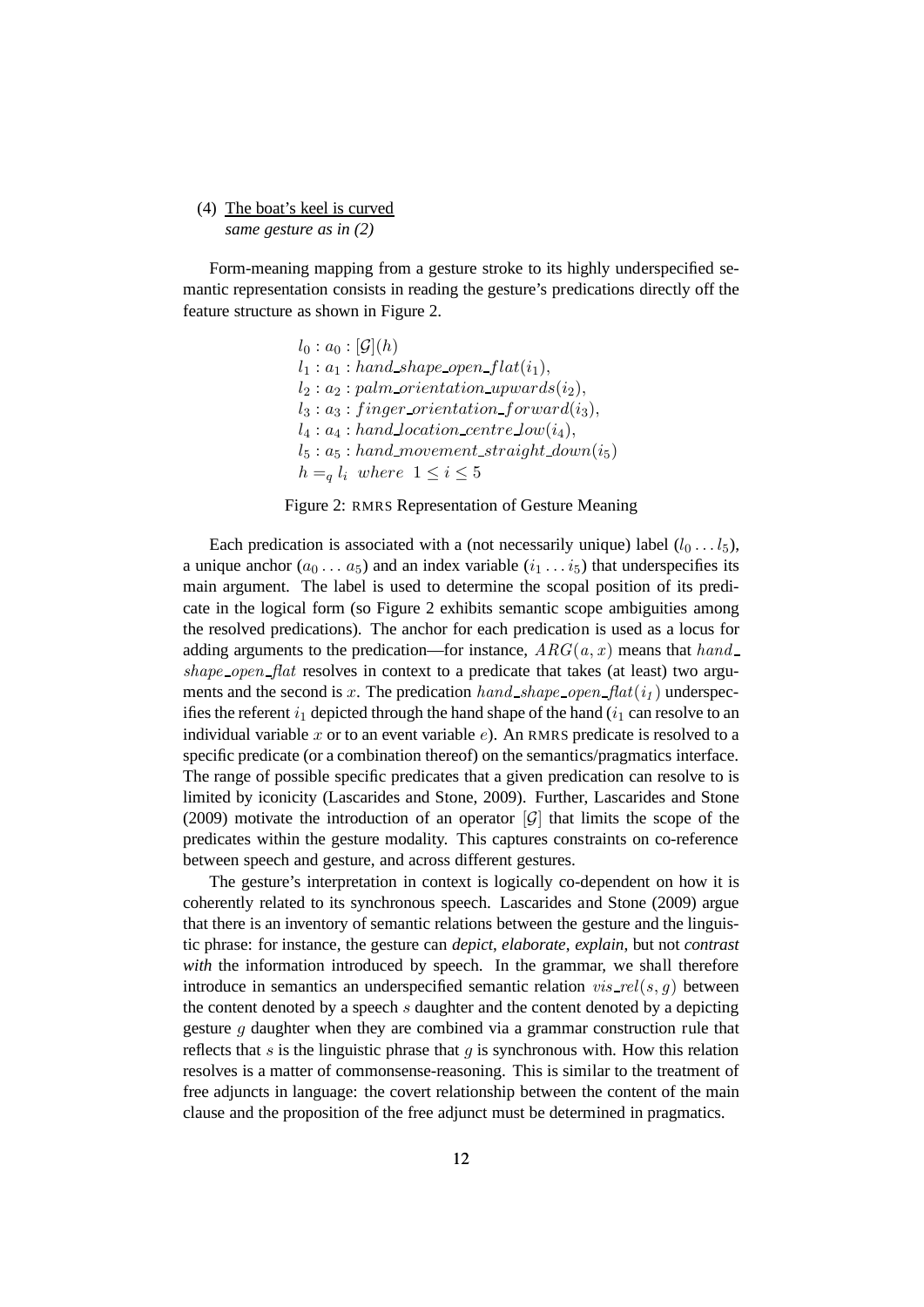(4) <u>The boat's keel is curved</u>
*same gesture as in (2)*

Form-meaning mapping from a gesture stroke to its highly underspecified semantic representation consists in reading the gesture's predications directly off the feature structure as shown in Figure 2.

$$
\begin{array}{l}
l_0 : a_0 : [\mathcal{G}](h) \\
l_1 : a_1 : hand\_shape\_open\_flat(i_1), \\
l_2 : a_2 : palm\_orientation\_upwards(i_2), \\
l_3 : a_3 : finger\_orientation\_forward(i_3), \\
l_4 : a_4 : hand\_location\_centre\_low(i_4), \\
l_5 : a_5 : hand\_movement\_straight\_down(i_5) \\
h =_q l_i \;\; where \;\; 1 \leq i \leq 5
\end{array}
$$

Figure 2: RMRS Representation of Gesture Meaning

Each predication is associated with a (not necessarily unique) label ($l_0 \ldots l_5$), a unique anchor ($a_0 \ldots a_5$) and an index variable ($i_1 \ldots i_5$) that underspecifies its main argument. The label is used to determine the scopal position of its predicate in the logical form (so Figure 2 exhibits semantic scope ambiguities among the resolved predications). The anchor for each predication is used as a locus for adding arguments to the predication—for instance, $ARG(a, x)$ means that $hand\_shape\_open\_flat$ resolves in context to a predicate that takes (at least) two arguments and the second is $x$. The predication $hand\_shape\_open\_flat(i_1)$ underspecifies the referent $i_1$ depicted through the hand shape of the hand ($i_1$ can resolve to an individual variable $x$ or to an event variable $e$). An RMRS predicate is resolved to a specific predicate (or a combination thereof) on the semantics/pragmatics interface. The range of possible specific predicates that a given predication can resolve to is limited by iconicity (Lascarides and Stone, 2009). Further, Lascarides and Stone (2009) motivate the introduction of an operator $[\mathcal{G}]$ that limits the scope of the predicates within the gesture modality. This captures constraints on co-reference between speech and gesture, and across different gestures.

The gesture's interpretation in context is logically co-dependent on how it is coherently related to its synchronous speech. Lascarides and Stone (2009) argue that there is an inventory of semantic relations between the gesture and the linguistic phrase: for instance, the gesture can *depict*, *elaborate*, *explain*, but not *contrast with* the information introduced by speech. In the grammar, we shall therefore introduce in semantics an underspecified semantic relation $vis\_rel(s, g)$ between the content denoted by a speech $s$ daughter and the content denoted by a depicting gesture $g$ daughter when they are combined via a grammar construction rule that reflects that $s$ is the linguistic phrase that $g$ is synchronous with. How this relation resolves is a matter of commonsense-reasoning. This is similar to the treatment of free adjuncts in language: the covert relationship between the content of the main clause and the proposition of the free adjunct must be determined in pragmatics.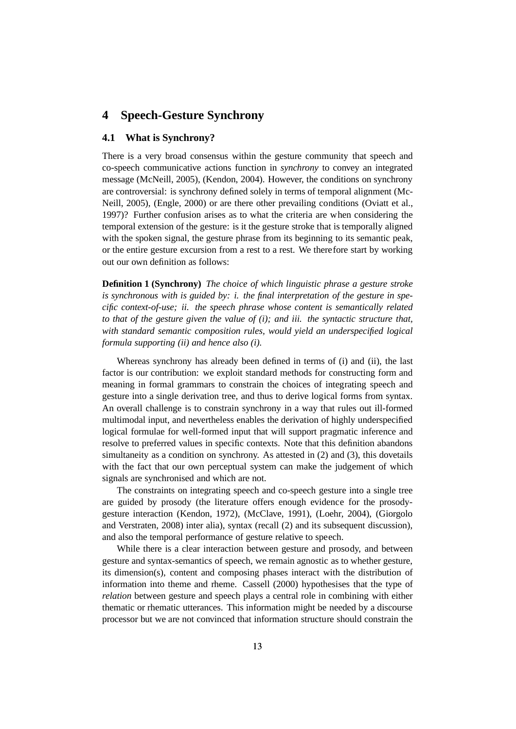# 4 Speech-Gesture Synchrony

## 4.1 What is Synchrony?

There is a very broad consensus within the gesture community that speech and co-speech communicative actions function in *synchrony* to convey an integrated message (McNeill, 2005), (Kendon, 2004). However, the conditions on synchrony are controversial: is synchrony defined solely in terms of temporal alignment (McNeill, 2005), (Engle, 2000) or are there other prevailing conditions (Oviatt et al., 1997)? Further confusion arises as to what the criteria are when considering the temporal extension of the gesture: is it the gesture stroke that is temporally aligned with the spoken signal, the gesture phrase from its beginning to its semantic peak, or the entire gesture excursion from a rest to a rest. We therefore start by working out our own definition as follows:

**Definition 1 (Synchrony)** *The choice of which linguistic phrase a gesture stroke is synchronous with is guided by: i. the final interpretation of the gesture in specific context-of-use; ii. the speech phrase whose content is semantically related to that of the gesture given the value of (i); and iii. the syntactic structure that, with standard semantic composition rules, would yield an underspecified logical formula supporting (ii) and hence also (i).*

Whereas synchrony has already been defined in terms of (i) and (ii), the last factor is our contribution: we exploit standard methods for constructing form and meaning in formal grammars to constrain the choices of integrating speech and gesture into a single derivation tree, and thus to derive logical forms from syntax. An overall challenge is to constrain synchrony in a way that rules out ill-formed multimodal input, and nevertheless enables the derivation of highly underspecified logical formulae for well-formed input that will support pragmatic inference and resolve to preferred values in specific contexts. Note that this definition abandons simultaneity as a condition on synchrony. As attested in (2) and (3), this dovetails with the fact that our own perceptual system can make the judgement of which signals are synchronised and which are not.

The constraints on integrating speech and co-speech gesture into a single tree are guided by prosody (the literature offers enough evidence for the prosody-gesture interaction (Kendon, 1972), (McClave, 1991), (Loehr, 2004), (Giorgolo and Verstraten, 2008) inter alia), syntax (recall (2) and its subsequent discussion), and also the temporal performance of gesture relative to speech.

While there is a clear interaction between gesture and prosody, and between gesture and syntax-semantics of speech, we remain agnostic as to whether gesture, its dimension(s), content and composing phases interact with the distribution of information into theme and rheme. Cassell (2000) hypothesises that the type of *relation* between gesture and speech plays a central role in combining with either thematic or rhematic utterances. This information might be needed by a discourse processor but we are not convinced that information structure should constrain the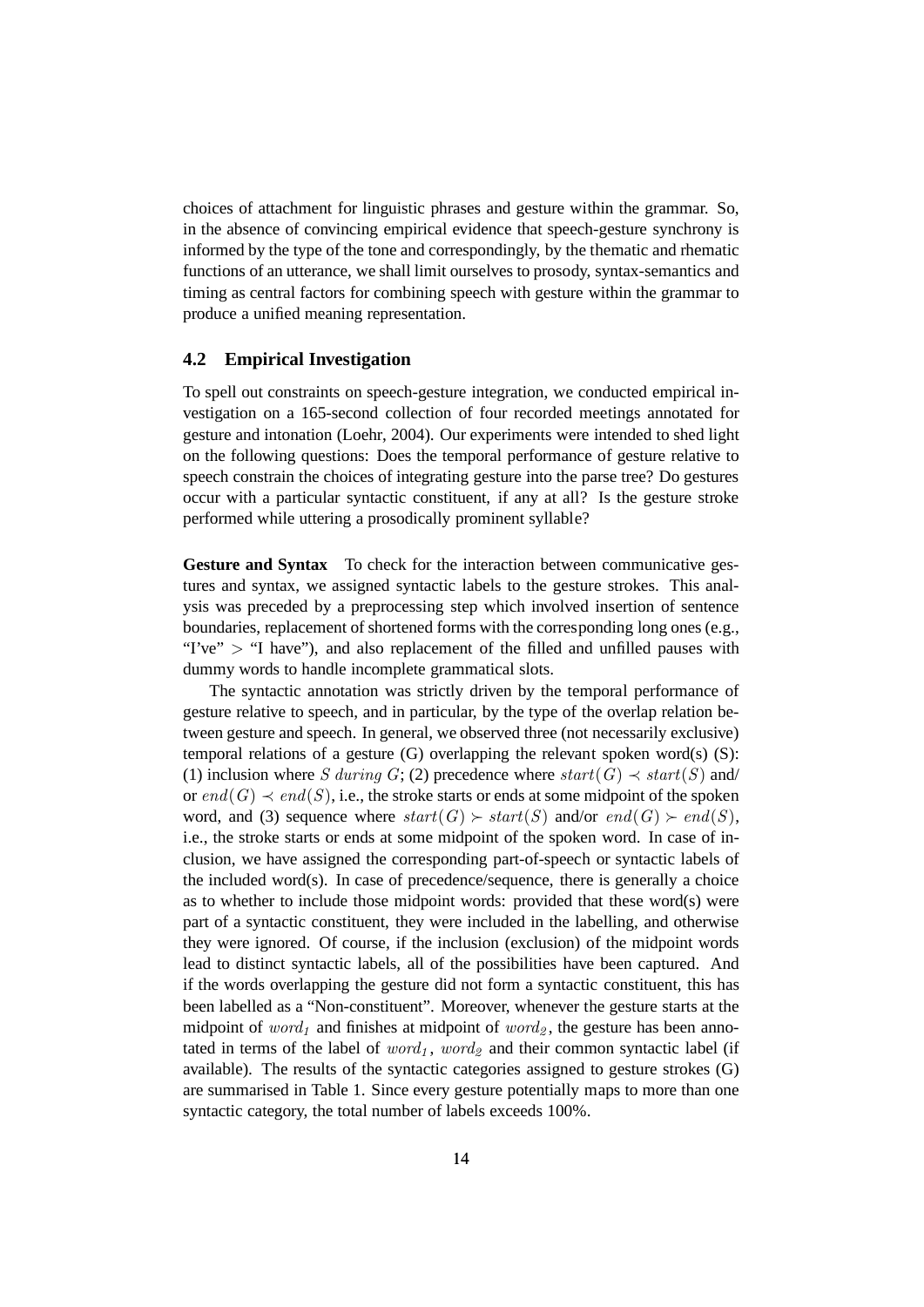choices of attachment for linguistic phrases and gesture within the grammar. So, in the absence of convincing empirical evidence that speech-gesture synchrony is informed by the type of the tone and correspondingly, by the thematic and rhematic functions of an utterance, we shall limit ourselves to prosody, syntax-semantics and timing as central factors for combining speech with gesture within the grammar to produce a unified meaning representation.

### 4.2 Empirical Investigation

To spell out constraints on speech-gesture integration, we conducted empirical investigation on a 165-second collection of four recorded meetings annotated for gesture and intonation (Loehr, 2004). Our experiments were intended to shed light on the following questions: Does the temporal performance of gesture relative to speech constrain the choices of integrating gesture into the parse tree? Do gestures occur with a particular syntactic constituent, if any at all? Is the gesture stroke performed while uttering a prosodically prominent syllable?

**Gesture and Syntax** To check for the interaction between communicative gestures and syntax, we assigned syntactic labels to the gesture strokes. This analysis was preceded by a preprocessing step which involved insertion of sentence boundaries, replacement of shortened forms with the corresponding long ones (e.g., "I've" $>$ "I have"), and also replacement of the filled and unfilled pauses with dummy words to handle incomplete grammatical slots.

The syntactic annotation was strictly driven by the temporal performance of gesture relative to speech, and in particular, by the type of the overlap relation between gesture and speech. In general, we observed three (not necessarily exclusive) temporal relations of a gesture (G) overlapping the relevant spoken word(s) (S): (1) inclusion where $S\ during\ G$; (2) precedence where $start(G) \prec start(S)$ and/ or $end(G) \prec end(S)$, i.e., the stroke starts or ends at some midpoint of the spoken word, and (3) sequence where $start(G) \succ start(S)$ and/or $end(G) \succ end(S)$, i.e., the stroke starts or ends at some midpoint of the spoken word. In case of inclusion, we have assigned the corresponding part-of-speech or syntactic labels of the included word(s). In case of precedence/sequence, there is generally a choice as to whether to include those midpoint words: provided that these word(s) were part of a syntactic constituent, they were included in the labelling, and otherwise they were ignored. Of course, if the inclusion (exclusion) of the midpoint words lead to distinct syntactic labels, all of the possibilities have been captured. And if the words overlapping the gesture did not form a syntactic constituent, this has been labelled as a "Non-constituent". Moreover, whenever the gesture starts at the midpoint of $word_1$ and finishes at midpoint of $word_2$, the gesture has been annotated in terms of the label of $word_1$, $word_2$ and their common syntactic label (if available). The results of the syntactic categories assigned to gesture strokes (G) are summarised in Table 1. Since every gesture potentially maps to more than one syntactic category, the total number of labels exceeds 100%.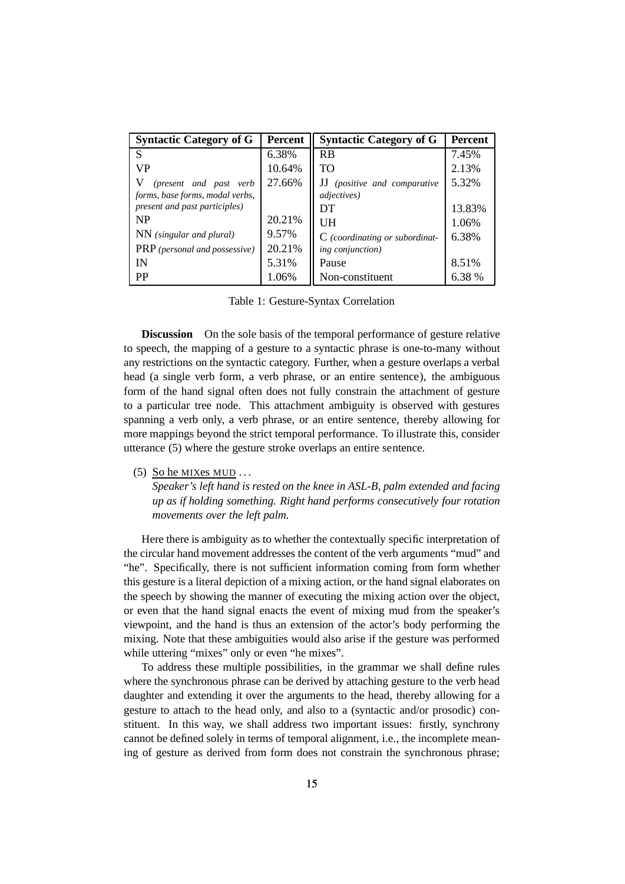| Syntactic Category of G | Percent | Syntactic Category of G | Percent |
| --- | --- | --- | --- |
| S | 6.38% | RB | 7.45% |
| VP | 10.64% | TO | 2.13% |
| V *(present and past verb forms, base forms, modal verbs, present and past participles)* | 27.66% | JJ *(positive and comparative adjectives)* | 5.32% |
| | | DT | 13.83% |
| NP | 20.21% | UH | 1.06% |
| NN *(singular and plural)* | 9.57% | C *(coordinating or subordinating conjunction)* | 6.38% |
| PRP *(personal and possessive)* | 20.21% | | |
| IN | 5.31% | Pause | 8.51% |
| PP | 1.06% | Non-constituent | 6.38 % |

Table 1: Gesture-Syntax Correlation

**Discussion** On the sole basis of the temporal performance of gesture relative to speech, the mapping of a gesture to a syntactic phrase is one-to-many without any restrictions on the syntactic category. Further, when a gesture overlaps a verbal head (a single verb form, a verb phrase, or an entire sentence), the ambiguous form of the hand signal often does not fully constrain the attachment of gesture to a particular tree node. This attachment ambiguity is observed with gestures spanning a verb only, a verb phrase, or an entire sentence, thereby allowing for more mappings beyond the strict temporal performance. To illustrate this, consider utterance (5) where the gesture stroke overlaps an entire sentence.

(5) <u>So he MIXes MUD</u> . . .
*Speaker's left hand is rested on the knee in ASL-B, palm extended and facing up as if holding something. Right hand performs consecutively four rotation movements over the left palm.*

Here there is ambiguity as to whether the contextually specific interpretation of the circular hand movement addresses the content of the verb arguments "mud" and "he". Specifically, there is not sufficient information coming from form whether this gesture is a literal depiction of a mixing action, or the hand signal elaborates on the speech by showing the manner of executing the mixing action over the object, or even that the hand signal enacts the event of mixing mud from the speaker's viewpoint, and the hand is thus an extension of the actor's body performing the mixing. Note that these ambiguities would also arise if the gesture was performed while uttering "mixes" only or even "he mixes".

To address these multiple possibilities, in the grammar we shall define rules where the synchronous phrase can be derived by attaching gesture to the verb head daughter and extending it over the arguments to the head, thereby allowing for a gesture to attach to the head only, and also to a (syntactic and/or prosodic) constituent. In this way, we shall address two important issues: firstly, synchrony cannot be defined solely in terms of temporal alignment, i.e., the incomplete meaning of gesture as derived from form does not constrain the synchronous phrase;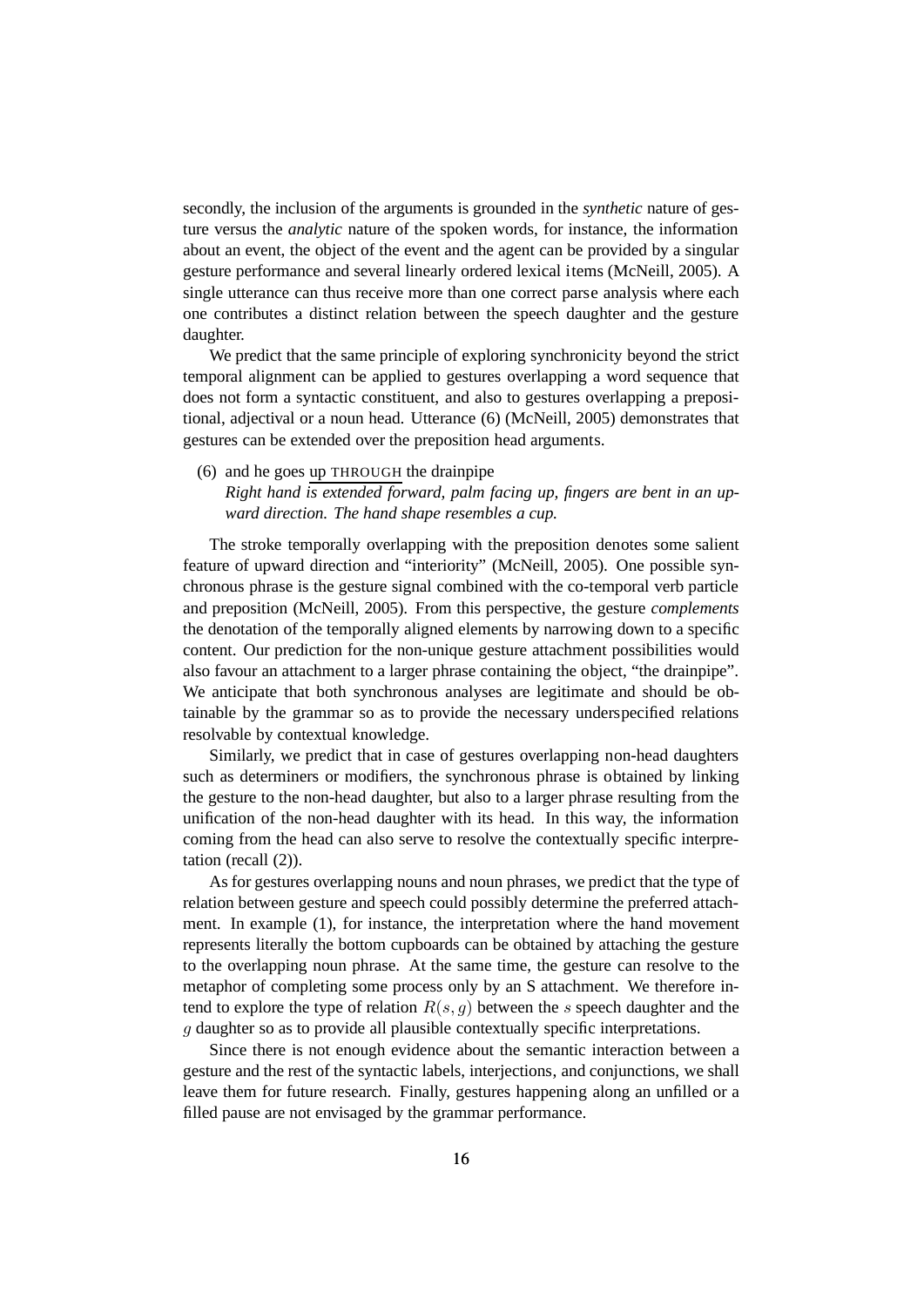secondly, the inclusion of the arguments is grounded in the *synthetic* nature of gesture versus the *analytic* nature of the spoken words, for instance, the information about an event, the object of the event and the agent can be provided by a singular gesture performance and several linearly ordered lexical items (McNeill, 2005). A single utterance can thus receive more than one correct parse analysis where each one contributes a distinct relation between the speech daughter and the gesture daughter.

We predict that the same principle of exploring synchronicity beyond the strict temporal alignment can be applied to gestures overlapping a word sequence that does not form a syntactic constituent, and also to gestures overlapping a prepositional, adjectival or a noun head. Utterance (6) (McNeill, 2005) demonstrates that gestures can be extended over the preposition head arguments.

(6) and he goes up THROUGH the drainpipe
*Right hand is extended forward, palm facing up, fingers are bent in an upward direction. The hand shape resembles a cup.*

The stroke temporally overlapping with the preposition denotes some salient feature of upward direction and "interiority" (McNeill, 2005). One possible synchronous phrase is the gesture signal combined with the co-temporal verb particle and preposition (McNeill, 2005). From this perspective, the gesture *complements* the denotation of the temporally aligned elements by narrowing down to a specific content. Our prediction for the non-unique gesture attachment possibilities would also favour an attachment to a larger phrase containing the object, "the drainpipe". We anticipate that both synchronous analyses are legitimate and should be obtainable by the grammar so as to provide the necessary underspecified relations resolvable by contextual knowledge.

Similarly, we predict that in case of gestures overlapping non-head daughters such as determiners or modifiers, the synchronous phrase is obtained by linking the gesture to the non-head daughter, but also to a larger phrase resulting from the unification of the non-head daughter with its head. In this way, the information coming from the head can also serve to resolve the contextually specific interpretation (recall (2)).

As for gestures overlapping nouns and noun phrases, we predict that the type of relation between gesture and speech could possibly determine the preferred attachment. In example (1), for instance, the interpretation where the hand movement represents literally the bottom cupboards can be obtained by attaching the gesture to the overlapping noun phrase. At the same time, the gesture can resolve to the metaphor of completing some process only by an S attachment. We therefore intend to explore the type of relation $R(s, g)$ between the $s$ speech daughter and the $g$ daughter so as to provide all plausible contextually specific interpretations.

Since there is not enough evidence about the semantic interaction between a gesture and the rest of the syntactic labels, interjections, and conjunctions, we shall leave them for future research. Finally, gestures happening along an unfilled or a filled pause are not envisaged by the grammar performance.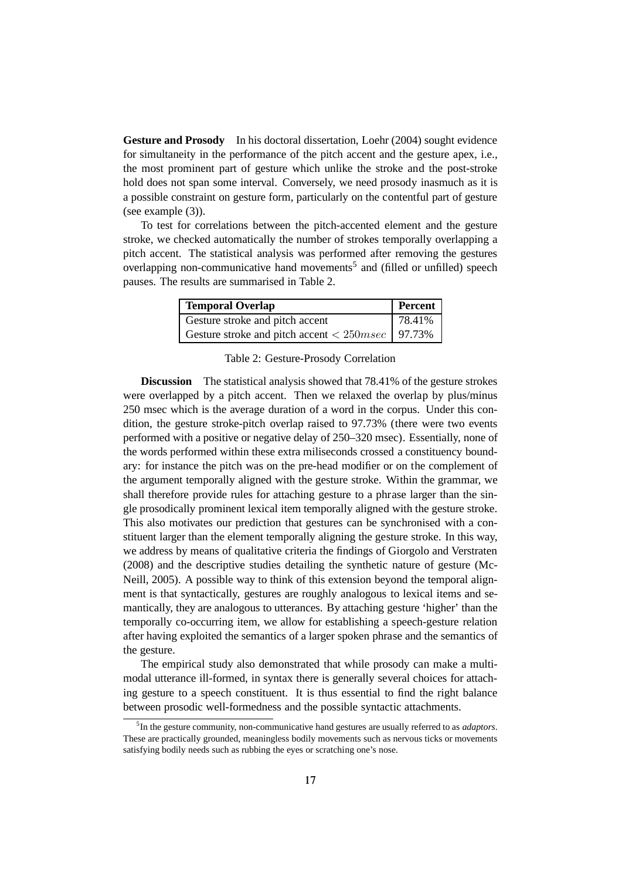**Gesture and Prosody** In his doctoral dissertation, Loehr (2004) sought evidence for simultaneity in the performance of the pitch accent and the gesture apex, i.e., the most prominent part of gesture which unlike the stroke and the post-stroke hold does not span some interval. Conversely, we need prosody inasmuch as it is a possible constraint on gesture form, particularly on the contentful part of gesture (see example (3)).

To test for correlations between the pitch-accented element and the gesture stroke, we checked automatically the number of strokes temporally overlapping a pitch accent. The statistical analysis was performed after removing the gestures overlapping non-communicative hand movements[5] and (filled or unfilled) speech pauses. The results are summarised in Table 2.

| Temporal Overlap | Percent |
|---|---|
| Gesture stroke and pitch accent | 78.41% |
| Gesture stroke and pitch accent $< 250msec$ | 97.73% |

Table 2: Gesture-Prosody Correlation

**Discussion** The statistical analysis showed that 78.41% of the gesture strokes were overlapped by a pitch accent. Then we relaxed the overlap by plus/minus 250 msec which is the average duration of a word in the corpus. Under this condition, the gesture stroke-pitch overlap raised to 97.73% (there were two events performed with a positive or negative delay of 250–320 msec). Essentially, none of the words performed within these extra miliseconds crossed a constituency boundary: for instance the pitch was on the pre-head modifier or on the complement of the argument temporally aligned with the gesture stroke. Within the grammar, we shall therefore provide rules for attaching gesture to a phrase larger than the single prosodically prominent lexical item temporally aligned with the gesture stroke. This also motivates our prediction that gestures can be synchronised with a constituent larger than the element temporally aligning the gesture stroke. In this way, we address by means of qualitative criteria the findings of Giorgolo and Verstraten (2008) and the descriptive studies detailing the synthetic nature of gesture (McNeill, 2005). A possible way to think of this extension beyond the temporal alignment is that syntactically, gestures are roughly analogous to lexical items and semantically, they are analogous to utterances. By attaching gesture 'higher' than the temporally co-occurring item, we allow for establishing a speech-gesture relation after having exploited the semantics of a larger spoken phrase and the semantics of the gesture.

The empirical study also demonstrated that while prosody can make a multimodal utterance ill-formed, in syntax there is generally several choices for attaching gesture to a speech constituent. It is thus essential to find the right balance between prosodic well-formedness and the possible syntactic attachments.

[5] In the gesture community, non-communicative hand gestures are usually referred to as *adaptors*. These are practically grounded, meaningless bodily movements such as nervous ticks or movements satisfying bodily needs such as rubbing the eyes or scratching one's nose.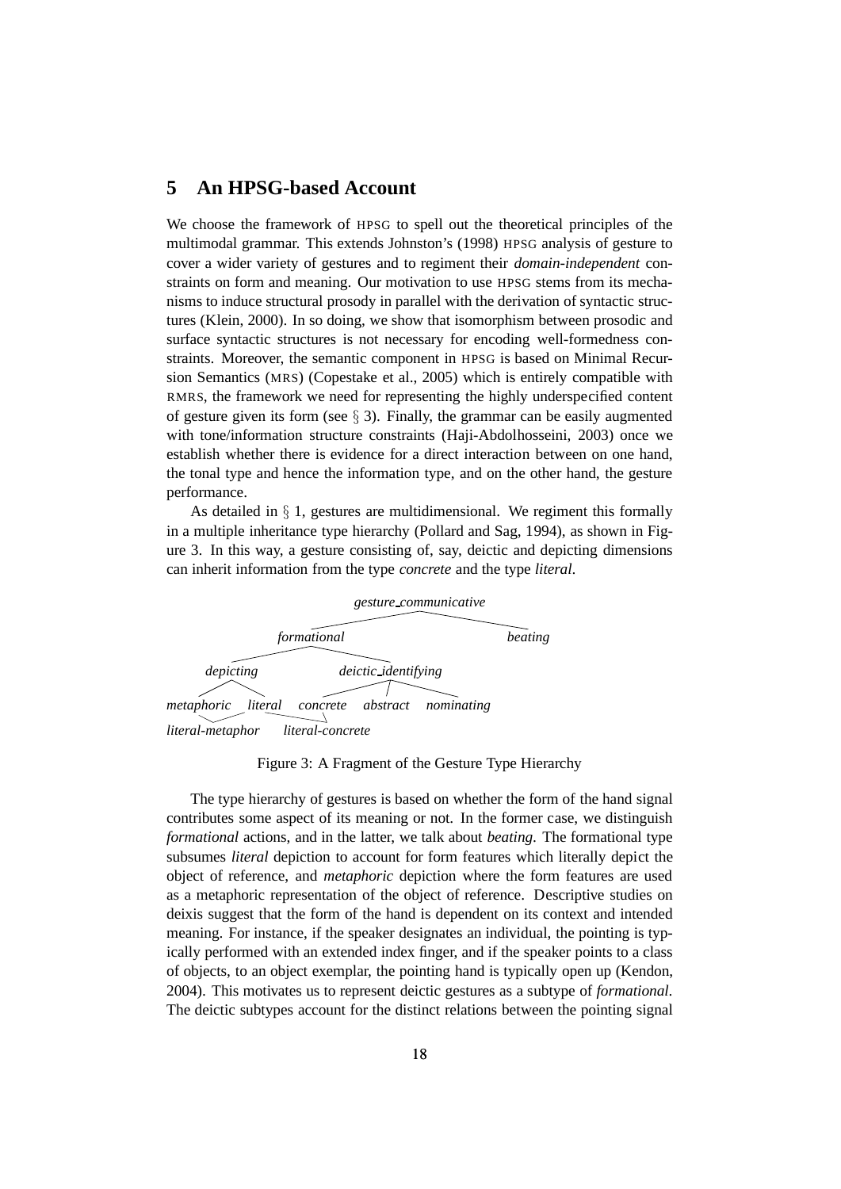## 5 An HPSG-based Account

We choose the framework of HPSG to spell out the theoretical principles of the multimodal grammar. This extends Johnston's (1998) HPSG analysis of gesture to cover a wider variety of gestures and to regiment their *domain-independent* constraints on form and meaning. Our motivation to use HPSG stems from its mechanisms to induce structural prosody in parallel with the derivation of syntactic structures (Klein, 2000). In so doing, we show that isomorphism between prosodic and surface syntactic structures is not necessary for encoding well-formedness constraints. Moreover, the semantic component in HPSG is based on Minimal Recursion Semantics (MRS) (Copestake et al., 2005) which is entirely compatible with RMRS, the framework we need for representing the highly underspecified content of gesture given its form (see § 3). Finally, the grammar can be easily augmented with tone/information structure constraints (Haji-Abdolhosseini, 2003) once we establish whether there is evidence for a direct interaction between on one hand, the tonal type and hence the information type, and on the other hand, the gesture performance.

As detailed in § 1, gestures are multidimensional. We regiment this formally in a multiple inheritance type hierarchy (Pollard and Sag, 1994), as shown in Figure 3. In this way, a gesture consisting of, say, deictic and depicting dimensions can inherit information from the type *concrete* and the type *literal*.

```
                         gesture_communicative
                        /                     \
               formational                     beating
              /           \
       depicting           deictic_identifying
       /       \           /        |          \
metaphoric    literal   concrete  abstract  nominating
      \       /    \      /
 literal-metaphor   literal-concrete
```

Figure 3: A Fragment of the Gesture Type Hierarchy

The type hierarchy of gestures is based on whether the form of the hand signal contributes some aspect of its meaning or not. In the former case, we distinguish *formational* actions, and in the latter, we talk about *beating*. The formational type subsumes *literal* depiction to account for form features which literally depict the object of reference, and *metaphoric* depiction where the form features are used as a metaphoric representation of the object of reference. Descriptive studies on deixis suggest that the form of the hand is dependent on its context and intended meaning. For instance, if the speaker designates an individual, the pointing is typically performed with an extended index finger, and if the speaker points to a class of objects, to an object exemplar, the pointing hand is typically open up (Kendon, 2004). This motivates us to represent deictic gestures as a subtype of *formational*. The deictic subtypes account for the distinct relations between the pointing signal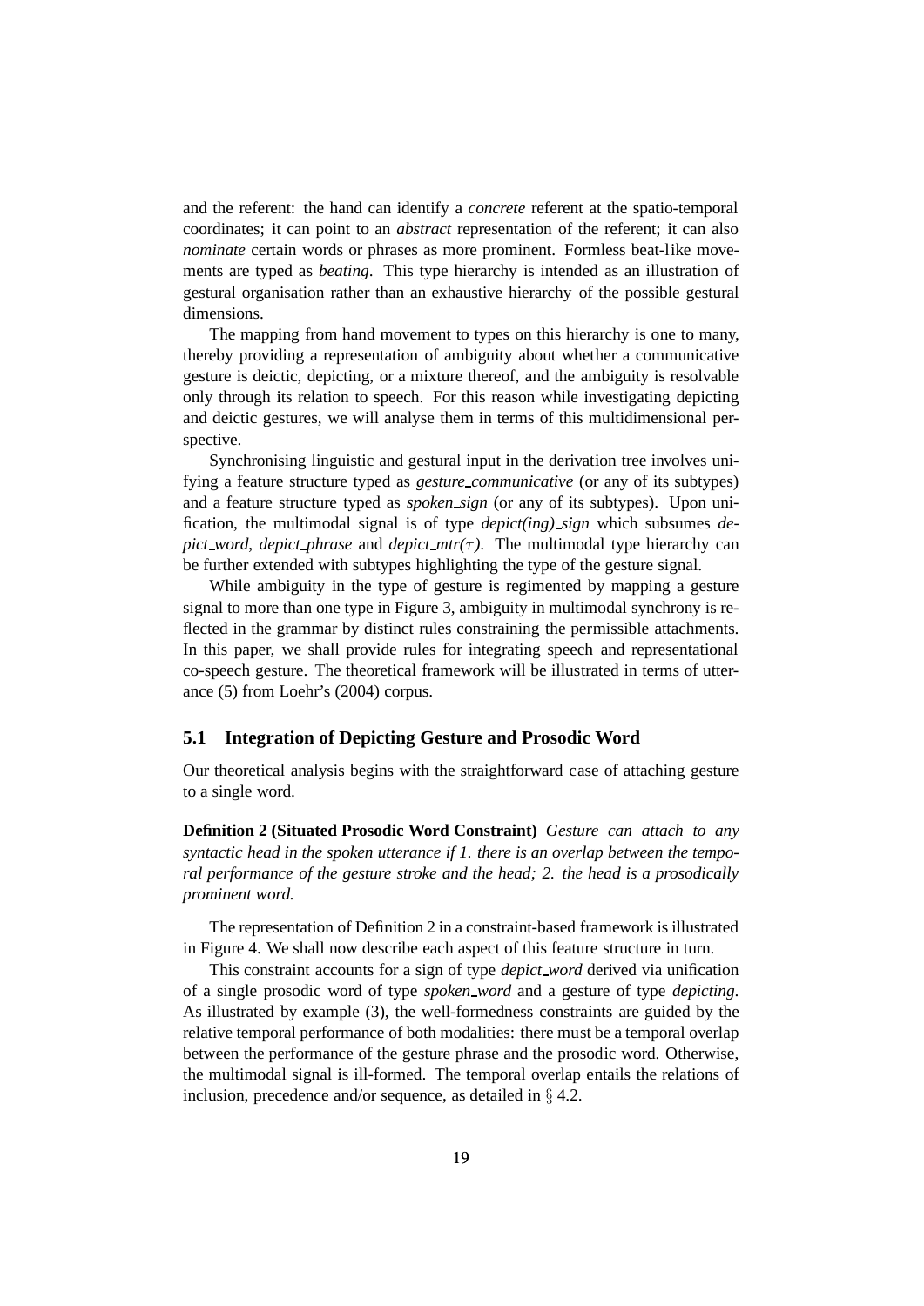and the referent: the hand can identify a *concrete* referent at the spatio-temporal coordinates; it can point to an *abstract* representation of the referent; it can also *nominate* certain words or phrases as more prominent. Formless beat-like movements are typed as *beating*. This type hierarchy is intended as an illustration of gestural organisation rather than an exhaustive hierarchy of the possible gestural dimensions.

The mapping from hand movement to types on this hierarchy is one to many, thereby providing a representation of ambiguity about whether a communicative gesture is deictic, depicting, or a mixture thereof, and the ambiguity is resolvable only through its relation to speech. For this reason while investigating depicting and deictic gestures, we will analyse them in terms of this multidimensional perspective.

Synchronising linguistic and gestural input in the derivation tree involves unifying a feature structure typed as *gesture_communicative* (or any of its subtypes) and a feature structure typed as *spoken_sign* (or any of its subtypes). Upon unification, the multimodal signal is of type *depict(ing)_sign* which subsumes *depict_word*, *depict_phrase* and *depict_mtr($\tau$)*. The multimodal type hierarchy can be further extended with subtypes highlighting the type of the gesture signal.

While ambiguity in the type of gesture is regimented by mapping a gesture signal to more than one type in Figure 3, ambiguity in multimodal synchrony is reflected in the grammar by distinct rules constraining the permissible attachments. In this paper, we shall provide rules for integrating speech and representational co-speech gesture. The theoretical framework will be illustrated in terms of utterance (5) from Loehr's (2004) corpus.

### 5.1 Integration of Depicting Gesture and Prosodic Word

Our theoretical analysis begins with the straightforward case of attaching gesture to a single word.

**Definition 2 (Situated Prosodic Word Constraint)** *Gesture can attach to any syntactic head in the spoken utterance if 1. there is an overlap between the temporal performance of the gesture stroke and the head; 2. the head is a prosodically prominent word.*

The representation of Definition 2 in a constraint-based framework is illustrated in Figure 4. We shall now describe each aspect of this feature structure in turn.

This constraint accounts for a sign of type *depict_word* derived via unification of a single prosodic word of type *spoken_word* and a gesture of type *depicting*. As illustrated by example (3), the well-formedness constraints are guided by the relative temporal performance of both modalities: there must be a temporal overlap between the performance of the gesture phrase and the prosodic word. Otherwise, the multimodal signal is ill-formed. The temporal overlap entails the relations of inclusion, precedence and/or sequence, as detailed in § 4.2.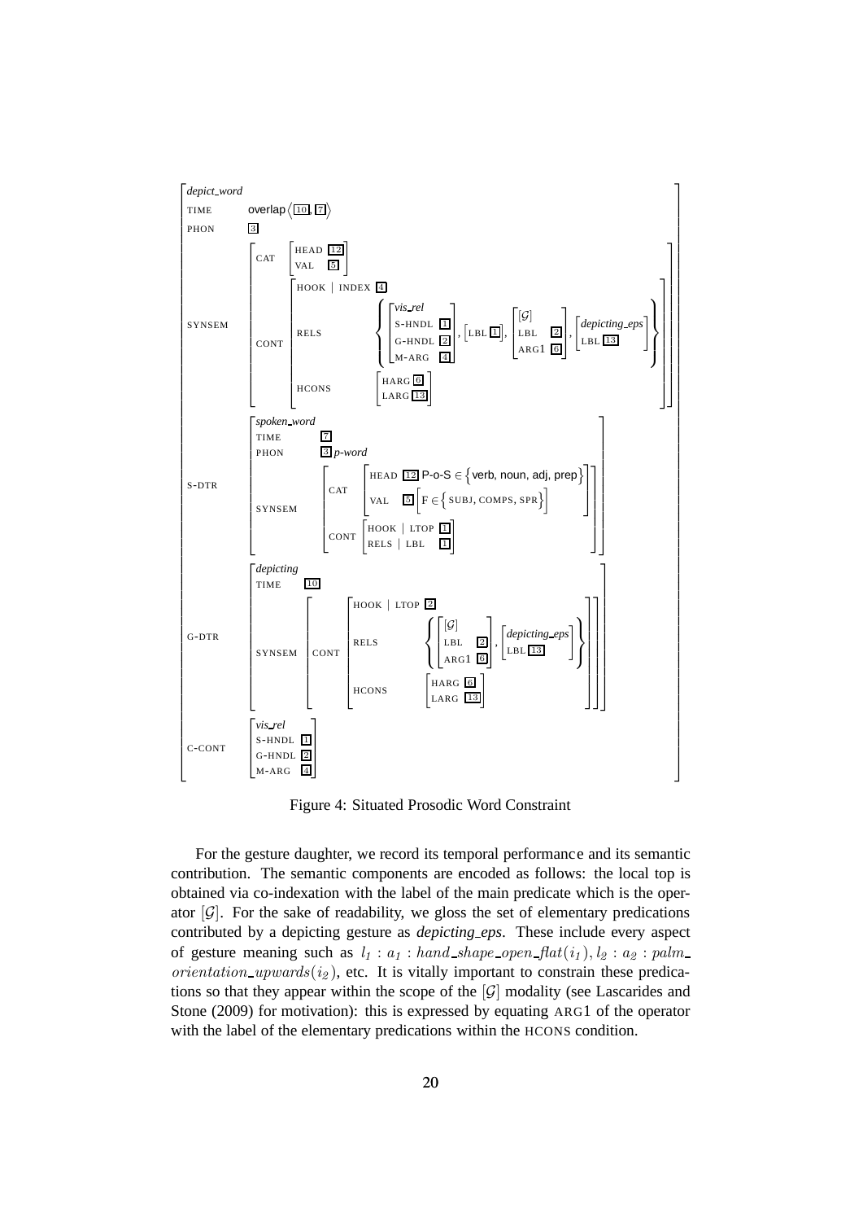```
[ depict_word
  TIME     overlap⟨[10], [7]⟩
  PHON     [3]
  SYNSEM   [ CAT   [ HEAD [12]
                     VAL  [5]  ]
             CONT  [ HOOK | INDEX [4]
                     RELS   { [ vis_rel
                                S-HNDL [1]
                                G-HNDL [2]
                                M-ARG  [4] ] , [ LBL [1] ], [ [G]
                                                              LBL  [2]
                                                              ARG1 [6] ] , [ depicting_eps
                                                                             LBL [13] ] }
                     HCONS  [ HARG [6]
                              LARG [13] ] ] ]
  S-DTR    [ spoken_word
             TIME   [7]
             PHON   [3] p-word
             SYNSEM [ CAT  [ HEAD [12] P-o-S ∈ {verb, noun, adj, prep}
                             VAL  [5] [ F ∈ {SUBJ, COMPS, SPR} ] ]
                      CONT [ HOOK | LTOP [1]
                             RELS | LBL  [1] ] ] ]
  G-DTR    [ depicting
             TIME   [10]
             SYNSEM [ CONT [ HOOK | LTOP [2]
                             RELS  { [ [G]
                                       LBL  [2]
                                       ARG1 [6] ] , [ depicting_eps
                                                      LBL [13] ] }
                             HCONS [ HARG [6]
                                     LARG [13] ] ] ] ]
  C-CONT   [ vis_rel
             S-HNDL [1]
             G-HNDL [2]
             M-ARG  [4] ] ]
```

Figure 4: Situated Prosodic Word Constraint

For the gesture daughter, we record its temporal performance and its semantic contribution. The semantic components are encoded as follows: the local top is obtained via co-indexation with the label of the main predicate which is the operator $[\mathcal{G}]$. For the sake of readability, we gloss the set of elementary predications contributed by a depicting gesture as *depicting_eps*. These include every aspect of gesture meaning such as $l_1 : a_1 : hand\_shape\_open\_flat(i_1), l_2 : a_2 : palm\_orientation\_upwards(i_2)$, etc. It is vitally important to constrain these predications so that they appear within the scope of the $[\mathcal{G}]$ modality (see Lascarides and Stone (2009) for motivation): this is expressed by equating ARG1 of the operator with the label of the elementary predications within the HCONS condition.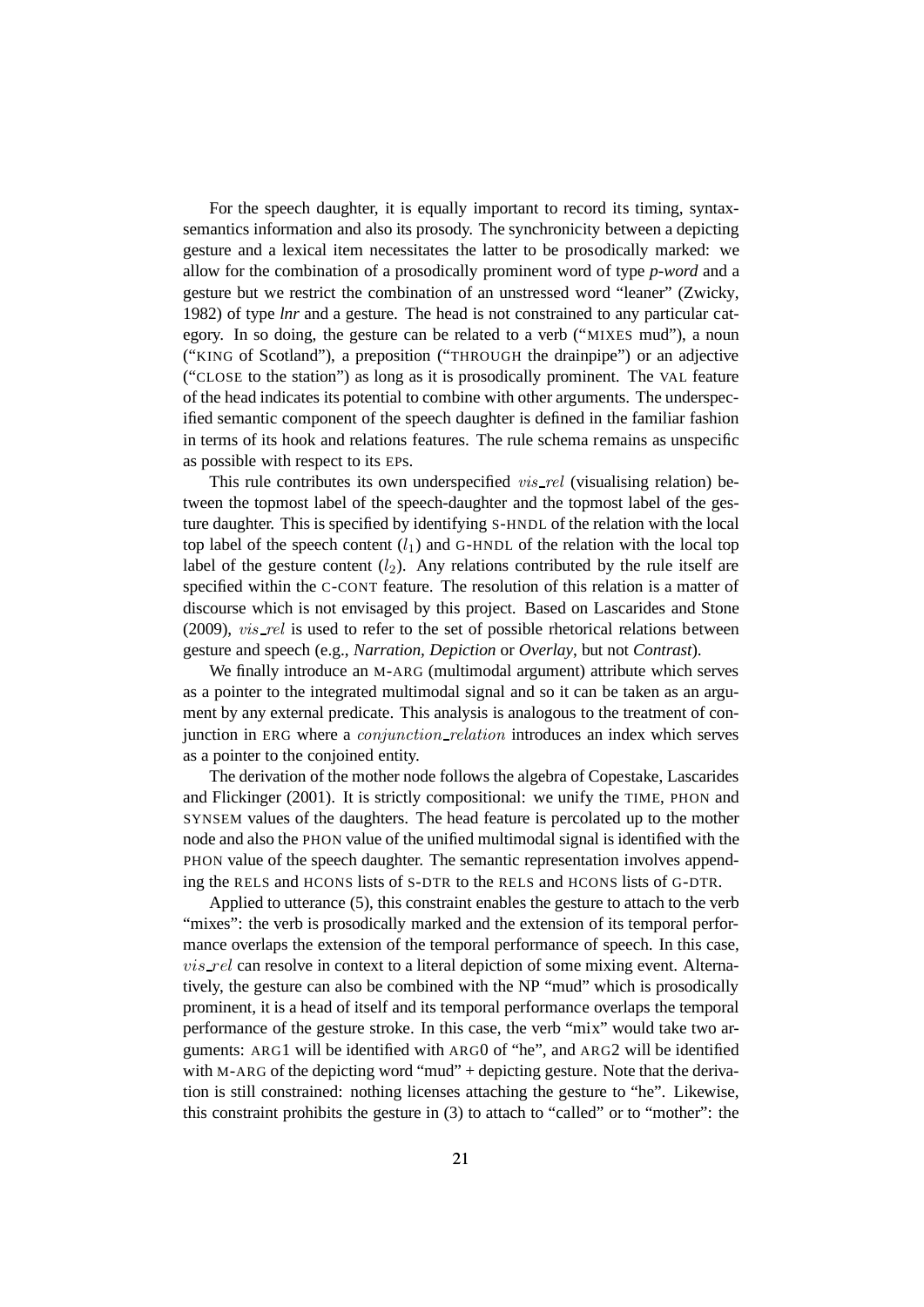For the speech daughter, it is equally important to record its timing, syntax-semantics information and also its prosody. The synchronicity between a depicting gesture and a lexical item necessitates the latter to be prosodically marked: we allow for the combination of a prosodically prominent word of type *p-word* and a gesture but we restrict the combination of an unstressed word "leaner" (Zwicky, 1982) of type *lnr* and a gesture. The head is not constrained to any particular category. In so doing, the gesture can be related to a verb ("MIXES mud"), a noun ("KING of Scotland"), a preposition ("THROUGH the drainpipe") or an adjective ("CLOSE to the station") as long as it is prosodically prominent. The VAL feature of the head indicates its potential to combine with other arguments. The underspecified semantic component of the speech daughter is defined in the familiar fashion in terms of its hook and relations features. The rule schema remains as unspecific as possible with respect to its EPs.

This rule contributes its own underspecified $vis\_rel$ (visualising relation) between the topmost label of the speech-daughter and the topmost label of the gesture daughter. This is specified by identifying S-HNDL of the relation with the local top label of the speech content ($l_1$) and G-HNDL of the relation with the local top label of the gesture content ($l_2$). Any relations contributed by the rule itself are specified within the C-CONT feature. The resolution of this relation is a matter of discourse which is not envisaged by this project. Based on Lascarides and Stone (2009), $vis\_rel$ is used to refer to the set of possible rhetorical relations between gesture and speech (e.g., *Narration*, *Depiction* or *Overlay*, but not *Contrast*).

We finally introduce an M-ARG (multimodal argument) attribute which serves as a pointer to the integrated multimodal signal and so it can be taken as an argument by any external predicate. This analysis is analogous to the treatment of conjunction in ERG where a $conjunction\_relation$ introduces an index which serves as a pointer to the conjoined entity.

The derivation of the mother node follows the algebra of Copestake, Lascarides and Flickinger (2001). It is strictly compositional: we unify the TIME, PHON and SYNSEM values of the daughters. The head feature is percolated up to the mother node and also the PHON value of the unified multimodal signal is identified with the PHON value of the speech daughter. The semantic representation involves appending the RELS and HCONS lists of S-DTR to the RELS and HCONS lists of G-DTR.

Applied to utterance (5), this constraint enables the gesture to attach to the verb "mixes": the verb is prosodically marked and the extension of its temporal performance overlaps the extension of the temporal performance of speech. In this case, $vis\_rel$ can resolve in context to a literal depiction of some mixing event. Alternatively, the gesture can also be combined with the NP "mud" which is prosodically prominent, it is a head of itself and its temporal performance overlaps the temporal performance of the gesture stroke. In this case, the verb "mix" would take two arguments: ARG1 will be identified with ARG0 of "he", and ARG2 will be identified with M-ARG of the depicting word "mud" + depicting gesture. Note that the derivation is still constrained: nothing licenses attaching the gesture to "he". Likewise, this constraint prohibits the gesture in (3) to attach to "called" or to "mother": the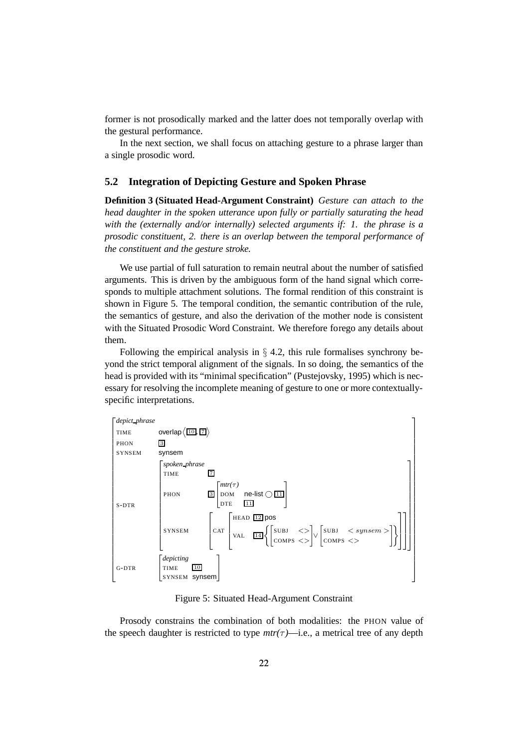former is not prosodically marked and the latter does not temporally overlap with the gestural performance.

In the next section, we shall focus on attaching gesture to a phrase larger than a single prosodic word.

### 5.2 Integration of Depicting Gesture and Spoken Phrase

**Definition 3 (Situated Head-Argument Constraint)** *Gesture can attach to the head daughter in the spoken utterance upon fully or partially saturating the head with the (externally and/or internally) selected arguments if: 1. the phrase is a prosodic constituent, 2. there is an overlap between the temporal performance of the constituent and the gesture stroke.*

We use partial of full saturation to remain neutral about the number of satisfied arguments. This is driven by the ambiguous form of the hand signal which corresponds to multiple attachment solutions. The formal rendition of this constraint is shown in Figure 5. The temporal condition, the semantic contribution of the rule, the semantics of gesture, and also the derivation of the mother node is consistent with the Situated Prosodic Word Constraint. We therefore forego any details about them.

Following the empirical analysis in § 4.2, this rule formalises synchrony beyond the strict temporal alignment of the signals. In so doing, the semantics of the head is provided with its "minimal specification" (Pustejovsky, 1995) which is necessary for resolving the incomplete meaning of gesture to one or more contextually-specific interpretations.

$$
\begin{bmatrix}
\textit{depict\_phrase} & \\
\text{TIME} & \text{overlap}\left\langle \boxed{10}, \boxed{7} \right\rangle \\
\text{PHON} & \boxed{3} \\
\text{SYNSEM} & \text{synsem} \\
\text{S-DTR} & \begin{bmatrix}
\textit{spoken\_phrase} & \\
\text{TIME} & \boxed{7} \\
\text{PHON} & \boxed{3} \begin{bmatrix} \textit{mtr}(\tau) & \\ \text{DOM} & \text{ne-list} \bigcirc \boxed{11} \\ \text{DTE} & \boxed{11} \end{bmatrix} \\
\text{SYNSEM} & \begin{bmatrix} \text{CAT} & \begin{bmatrix} \text{HEAD} & \boxed{12}\ \text{pos} \\ \text{VAL} & \boxed{14} \left\{ \begin{bmatrix} \text{SUBJ} & <> \\ \text{COMPS} & <> \end{bmatrix} \vee \begin{bmatrix} \text{SUBJ} & < synsem > \\ \text{COMPS} & <> \end{bmatrix} \right\} \end{bmatrix} \end{bmatrix}
\end{bmatrix} \\
\text{G-DTR} & \begin{bmatrix} \textit{depicting} & \\ \text{TIME} & \boxed{10} \\ \text{SYNSEM} & \text{synsem} \end{bmatrix}
\end{bmatrix}
$$

Figure 5: Situated Head-Argument Constraint

Prosody constrains the combination of both modalities: the PHON value of the speech daughter is restricted to type *mtr*($\tau$)—i.e., a metrical tree of any depth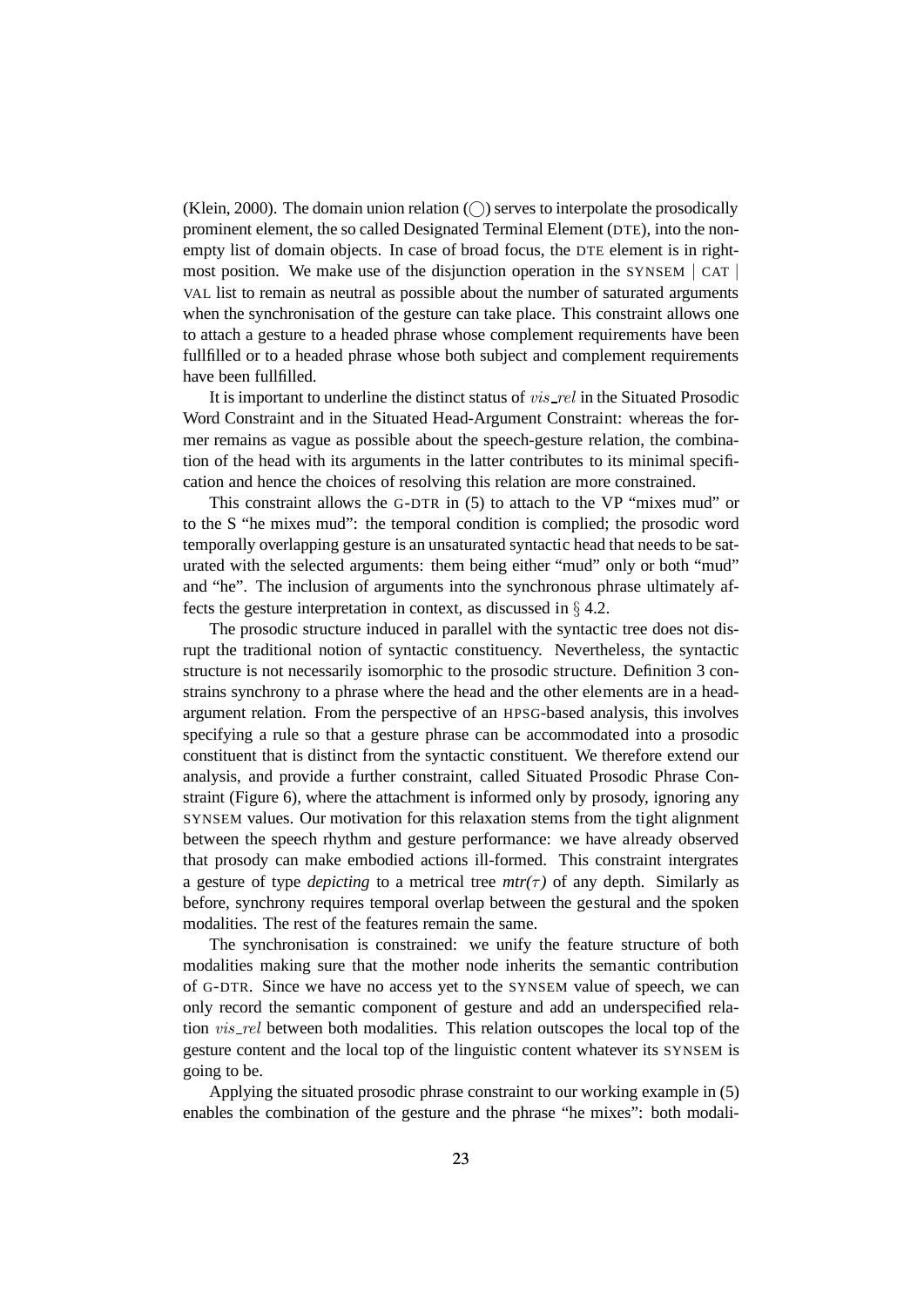(Klein, 2000). The domain union relation ($\bigcirc$) serves to interpolate the prosodically prominent element, the so called Designated Terminal Element (DTE), into the non-empty list of domain objects. In case of broad focus, the DTE element is in right-most position. We make use of the disjunction operation in the SYNSEM | CAT | VAL list to remain as neutral as possible about the number of saturated arguments when the synchronisation of the gesture can take place. This constraint allows one to attach a gesture to a headed phrase whose complement requirements have been fullfilled or to a headed phrase whose both subject and complement requirements have been fullfilled.

It is important to underline the distinct status of $vis\_rel$ in the Situated Prosodic Word Constraint and in the Situated Head-Argument Constraint: whereas the former remains as vague as possible about the speech-gesture relation, the combination of the head with its arguments in the latter contributes to its minimal specification and hence the choices of resolving this relation are more constrained.

This constraint allows the G-DTR in (5) to attach to the VP "mixes mud" or to the S "he mixes mud": the temporal condition is complied; the prosodic word temporally overlapping gesture is an unsaturated syntactic head that needs to be saturated with the selected arguments: them being either "mud" only or both "mud" and "he". The inclusion of arguments into the synchronous phrase ultimately affects the gesture interpretation in context, as discussed in § 4.2.

The prosodic structure induced in parallel with the syntactic tree does not disrupt the traditional notion of syntactic constituency. Nevertheless, the syntactic structure is not necessarily isomorphic to the prosodic structure. Definition 3 constrains synchrony to a phrase where the head and the other elements are in a head-argument relation. From the perspective of an HPSG-based analysis, this involves specifying a rule so that a gesture phrase can be accommodated into a prosodic constituent that is distinct from the syntactic constituent. We therefore extend our analysis, and provide a further constraint, called Situated Prosodic Phrase Constraint (Figure 6), where the attachment is informed only by prosody, ignoring any SYNSEM values. Our motivation for this relaxation stems from the tight alignment between the speech rhythm and gesture performance: we have already observed that prosody can make embodied actions ill-formed. This constraint intergrates a gesture of type *depicting* to a metrical tree $mtr(\tau)$ of any depth. Similarly as before, synchrony requires temporal overlap between the gestural and the spoken modalities. The rest of the features remain the same.

The synchronisation is constrained: we unify the feature structure of both modalities making sure that the mother node inherits the semantic contribution of G-DTR. Since we have no access yet to the SYNSEM value of speech, we can only record the semantic component of gesture and add an underspecified relation $vis\_rel$ between both modalities. This relation outscopes the local top of the gesture content and the local top of the linguistic content whatever its SYNSEM is going to be.

Applying the situated prosodic phrase constraint to our working example in (5) enables the combination of the gesture and the phrase "he mixes": both modali-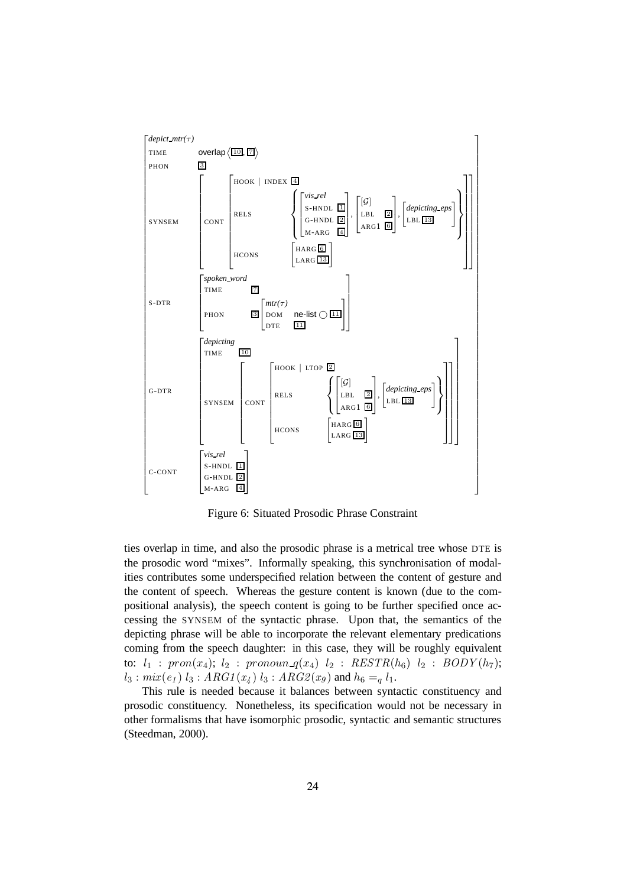$$
\begin{bmatrix}
\textit{depict\_mtr}(\tau) & \\
\text{TIME} & \text{overlap}\langle \boxed{10}, \boxed{7} \rangle \\
\text{PHON} & \boxed{3} \\
\text{SYNSEM} & \begin{bmatrix} \text{CONT} & \begin{bmatrix} \text{HOOK} \mid \text{INDEX} \ \boxed{4} \\ \text{RELS} & \left\{ \begin{bmatrix} \textit{vis\_rel} \\ \text{S-HNDL} \ \boxed{1} \\ \text{G-HNDL} \ \boxed{2} \\ \text{M-ARG} \ \boxed{4} \end{bmatrix}, \begin{bmatrix} [\mathcal{G}] \\ \text{LBL} \ \boxed{2} \\ \text{ARG1} \ \boxed{6} \end{bmatrix}, \begin{bmatrix} \textit{depicting\_eps} \\ \text{LBL} \ \boxed{13} \end{bmatrix} \right\} \\ \text{HCONS} & \begin{bmatrix} \text{HARG} \ \boxed{6} \\ \text{LARG} \ \boxed{13} \end{bmatrix} \end{bmatrix} \end{bmatrix} \\
\text{S-DTR} & \begin{bmatrix} \textit{spoken\_word} & \\ \text{TIME} & \boxed{7} \\ \text{PHON} & \boxed{3} \begin{bmatrix} \textit{mtr}(\tau) & \\ \text{DOM} & \text{ne-list} \bigcirc \boxed{11} \\ \text{DTE} & \boxed{11} \end{bmatrix} \end{bmatrix} \\
\text{G-DTR} & \begin{bmatrix} \textit{depicting} & \\ \text{TIME} & \boxed{10} \\ \text{SYNSEM} & \begin{bmatrix} \text{CONT} & \begin{bmatrix} \text{HOOK} \mid \text{LTOP} \ \boxed{2} \\ \text{RELS} & \left\{ \begin{bmatrix} [\mathcal{G}] \\ \text{LBL} \ \boxed{2} \\ \text{ARG1} \ \boxed{6} \end{bmatrix}, \begin{bmatrix} \textit{depicting\_eps} \\ \text{LBL} \ \boxed{13} \end{bmatrix} \right\} \\ \text{HCONS} & \begin{bmatrix} \text{HARG} \ \boxed{6} \\ \text{LARG} \ \boxed{13} \end{bmatrix} \end{bmatrix} \end{bmatrix} \end{bmatrix} \\
\text{C-CONT} & \begin{bmatrix} \textit{vis\_rel} \\ \text{S-HNDL} \ \boxed{1} \\ \text{G-HNDL} \ \boxed{2} \\ \text{M-ARG} \ \boxed{4} \end{bmatrix}
\end{bmatrix}
$$

Figure 6: Situated Prosodic Phrase Constraint

ties overlap in time, and also the prosodic phrase is a metrical tree whose DTE is the prosodic word "mixes". Informally speaking, this synchronisation of modalities contributes some underspecified relation between the content of gesture and the content of speech. Whereas the gesture content is known (due to the compositional analysis), the speech content is going to be further specified once accessing the SYNSEM of the syntactic phrase. Upon that, the semantics of the depicting phrase will be able to incorporate the relevant elementary predications coming from the speech daughter: in this case, they will be roughly equivalent to: $l_1 : pron(x_4)$; $l_2 : pronoun\_q(x_4)$ $l_2 : RESTR(h_6)$ $l_2 : BODY(h_7)$; $l_3 : mix(e_1)$ $l_3 : ARG1(x_4)$ $l_3 : ARG2(x_9)$ and $h_6 =_q l_1$.

This rule is needed because it balances between syntactic constituency and prosodic constituency. Nonetheless, its specification would not be necessary in other formalisms that have isomorphic prosodic, syntactic and semantic structures (Steedman, 2000).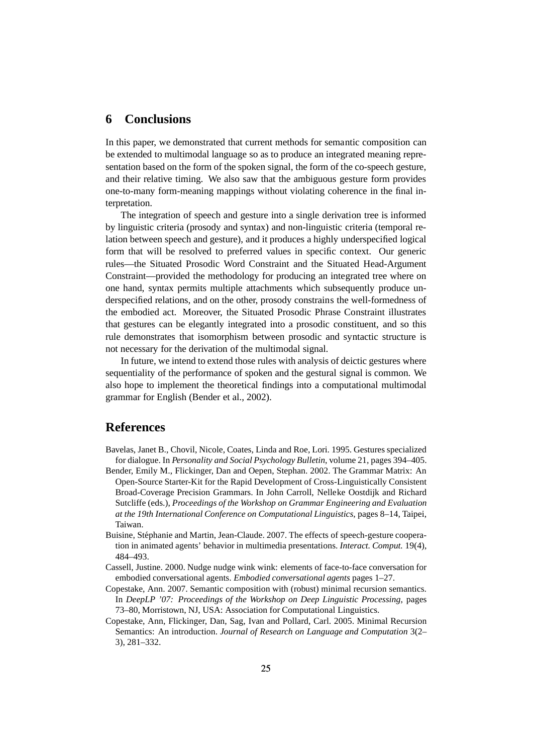## 6 Conclusions

In this paper, we demonstrated that current methods for semantic composition can be extended to multimodal language so as to produce an integrated meaning representation based on the form of the spoken signal, the form of the co-speech gesture, and their relative timing. We also saw that the ambiguous gesture form provides one-to-many form-meaning mappings without violating coherence in the final interpretation.

The integration of speech and gesture into a single derivation tree is informed by linguistic criteria (prosody and syntax) and non-linguistic criteria (temporal relation between speech and gesture), and it produces a highly underspecified logical form that will be resolved to preferred values in specific context. Our generic rules—the Situated Prosodic Word Constraint and the Situated Head-Argument Constraint—provided the methodology for producing an integrated tree where on one hand, syntax permits multiple attachments which subsequently produce underspecified relations, and on the other, prosody constrains the well-formedness of the embodied act. Moreover, the Situated Prosodic Phrase Constraint illustrates that gestures can be elegantly integrated into a prosodic constituent, and so this rule demonstrates that isomorphism between prosodic and syntactic structure is not necessary for the derivation of the multimodal signal.

In future, we intend to extend those rules with analysis of deictic gestures where sequentiality of the performance of spoken and the gestural signal is common. We also hope to implement the theoretical findings into a computational multimodal grammar for English (Bender et al., 2002).

## References

Bavelas, Janet B., Chovil, Nicole, Coates, Linda and Roe, Lori. 1995. Gestures specialized for dialogue. In *Personality and Social Psychology Bulletin*, volume 21, pages 394–405.

Bender, Emily M., Flickinger, Dan and Oepen, Stephan. 2002. The Grammar Matrix: An Open-Source Starter-Kit for the Rapid Development of Cross-Linguistically Consistent Broad-Coverage Precision Grammars. In John Carroll, Nelleke Oostdijk and Richard Sutcliffe (eds.), *Proceedings of the Workshop on Grammar Engineering and Evaluation at the 19th International Conference on Computational Linguistics*, pages 8–14, Taipei, Taiwan.

Buisine, Stéphanie and Martin, Jean-Claude. 2007. The effects of speech-gesture cooperation in animated agents' behavior in multimedia presentations. *Interact. Comput.* 19(4), 484–493.

Cassell, Justine. 2000. Nudge nudge wink wink: elements of face-to-face conversation for embodied conversational agents. *Embodied conversational agents* pages 1–27.

Copestake, Ann. 2007. Semantic composition with (robust) minimal recursion semantics. In *DeepLP '07: Proceedings of the Workshop on Deep Linguistic Processing*, pages 73–80, Morristown, NJ, USA: Association for Computational Linguistics.

Copestake, Ann, Flickinger, Dan, Sag, Ivan and Pollard, Carl. 2005. Minimal Recursion Semantics: An introduction. *Journal of Research on Language and Computation* 3(2–3), 281–332.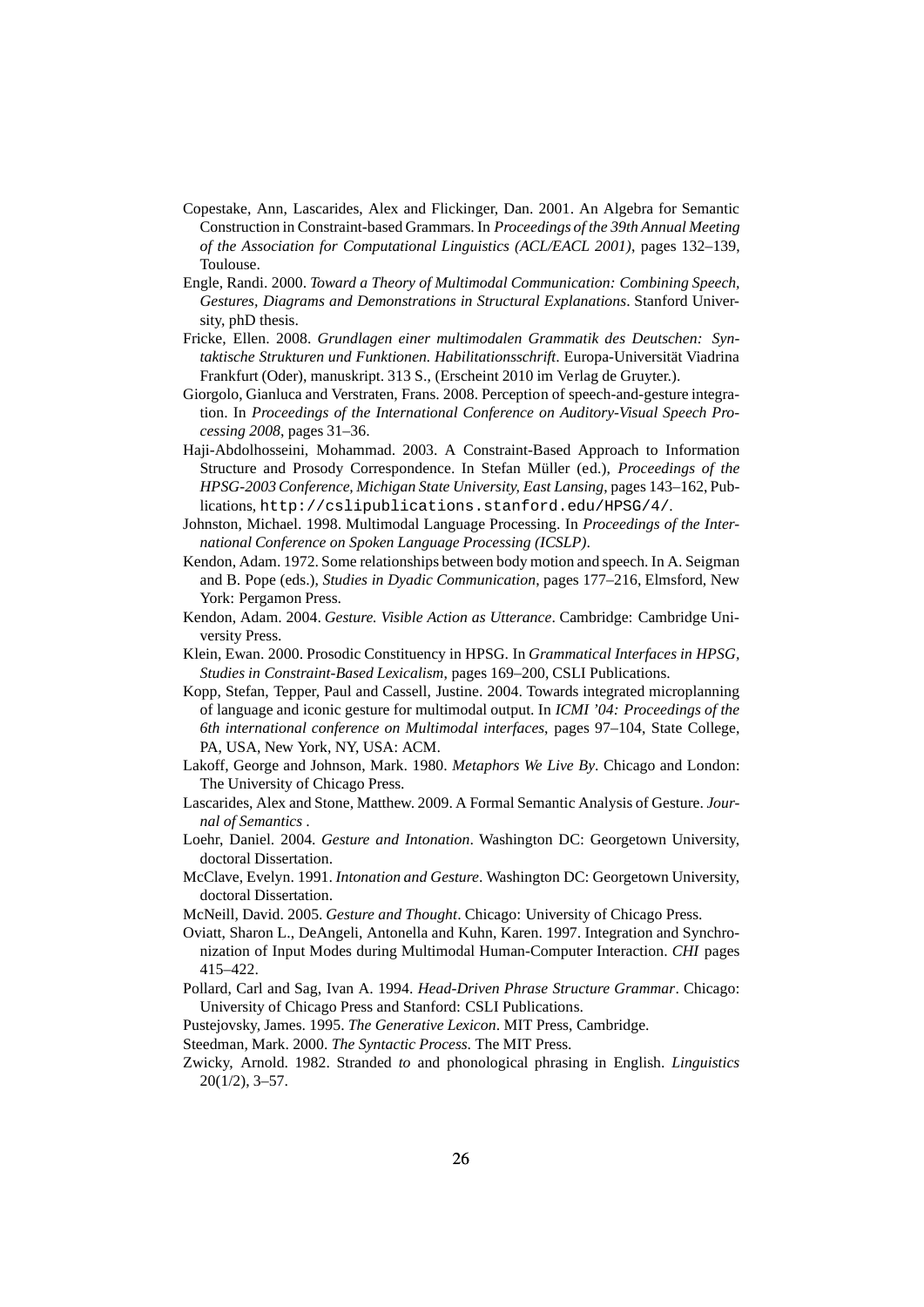Copestake, Ann, Lascarides, Alex and Flickinger, Dan. 2001. An Algebra for Semantic Construction in Constraint-based Grammars. In *Proceedings of the 39th Annual Meeting of the Association for Computational Linguistics (ACL/EACL 2001)*, pages 132–139, Toulouse.

Engle, Randi. 2000. *Toward a Theory of Multimodal Communication: Combining Speech, Gestures, Diagrams and Demonstrations in Structural Explanations*. Stanford University, phD thesis.

Fricke, Ellen. 2008. *Grundlagen einer multimodalen Grammatik des Deutschen: Syntaktische Strukturen und Funktionen. Habilitationsschrift*. Europa-Universität Viadrina Frankfurt (Oder), manuskript. 313 S., (Erscheint 2010 im Verlag de Gruyter.).

Giorgolo, Gianluca and Verstraten, Frans. 2008. Perception of speech-and-gesture integration. In *Proceedings of the International Conference on Auditory-Visual Speech Processing 2008*, pages 31–36.

Haji-Abdolhosseini, Mohammad. 2003. A Constraint-Based Approach to Information Structure and Prosody Correspondence. In Stefan Müller (ed.), *Proceedings of the HPSG-2003 Conference, Michigan State University, East Lansing*, pages 143–162, Publications, http://cslipublications.stanford.edu/HPSG/4/.

Johnston, Michael. 1998. Multimodal Language Processing. In *Proceedings of the International Conference on Spoken Language Processing (ICSLP)*.

Kendon, Adam. 1972. Some relationships between body motion and speech. In A. Seigman and B. Pope (eds.), *Studies in Dyadic Communication*, pages 177–216, Elmsford, New York: Pergamon Press.

Kendon, Adam. 2004. *Gesture. Visible Action as Utterance*. Cambridge: Cambridge University Press.

Klein, Ewan. 2000. Prosodic Constituency in HPSG. In *Grammatical Interfaces in HPSG, Studies in Constraint-Based Lexicalism*, pages 169–200, CSLI Publications.

Kopp, Stefan, Tepper, Paul and Cassell, Justine. 2004. Towards integrated microplanning of language and iconic gesture for multimodal output. In *ICMI '04: Proceedings of the 6th international conference on Multimodal interfaces*, pages 97–104, State College, PA, USA, New York, NY, USA: ACM.

Lakoff, George and Johnson, Mark. 1980. *Metaphors We Live By*. Chicago and London: The University of Chicago Press.

Lascarides, Alex and Stone, Matthew. 2009. A Formal Semantic Analysis of Gesture. *Journal of Semantics* .

Loehr, Daniel. 2004. *Gesture and Intonation*. Washington DC: Georgetown University, doctoral Dissertation.

McClave, Evelyn. 1991. *Intonation and Gesture*. Washington DC: Georgetown University, doctoral Dissertation.

McNeill, David. 2005. *Gesture and Thought*. Chicago: University of Chicago Press.

Oviatt, Sharon L., DeAngeli, Antonella and Kuhn, Karen. 1997. Integration and Synchronization of Input Modes during Multimodal Human-Computer Interaction. *CHI* pages 415–422.

Pollard, Carl and Sag, Ivan A. 1994. *Head-Driven Phrase Structure Grammar*. Chicago: University of Chicago Press and Stanford: CSLI Publications.

Pustejovsky, James. 1995. *The Generative Lexicon*. MIT Press, Cambridge.

Steedman, Mark. 2000. *The Syntactic Process*. The MIT Press.

Zwicky, Arnold. 1982. Stranded *to* and phonological phrasing in English. *Linguistics* 20(1/2), 3–57.